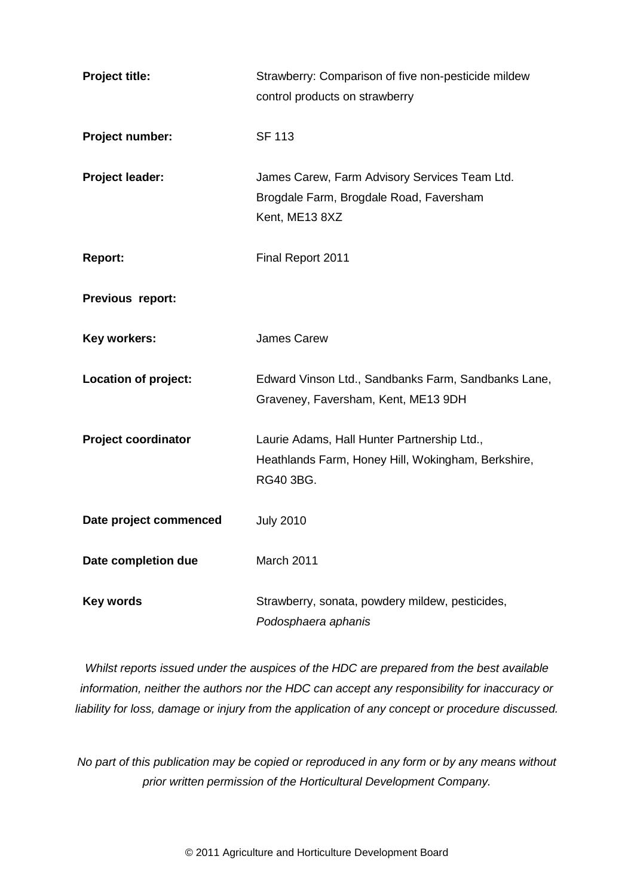| | |
|---|---|
| **Project title:** | Strawberry: Comparison of five non-pesticide mildew control products on strawberry |
| **Project number:** | SF 113 |
| **Project leader:** | James Carew, Farm Advisory Services Team Ltd.<br>Brogdale Farm, Brogdale Road, Faversham<br>Kent, ME13 8XZ |
| **Report:** | Final Report 2011 |
| **Previous report:** | |
| **Key workers:** | James Carew |
| **Location of project:** | Edward Vinson Ltd., Sandbanks Farm, Sandbanks Lane, Graveney, Faversham, Kent, ME13 9DH |
| **Project coordinator** | Laurie Adams, Hall Hunter Partnership Ltd.,<br>Heathlands Farm, Honey Hill, Wokingham, Berkshire, RG40 3BG. |
| **Date project commenced** | July 2010 |
| **Date completion due** | March 2011 |
| **Key words** | Strawberry, sonata, powdery mildew, pesticides, *Podosphaera aphanis* |

*Whilst reports issued under the auspices of the HDC are prepared from the best available information, neither the authors nor the HDC can accept any responsibility for inaccuracy or liability for loss, damage or injury from the application of any concept or procedure discussed.*

*No part of this publication may be copied or reproduced in any form or by any means without prior written permission of the Horticultural Development Company.*

© 2011 Agriculture and Horticulture Development Board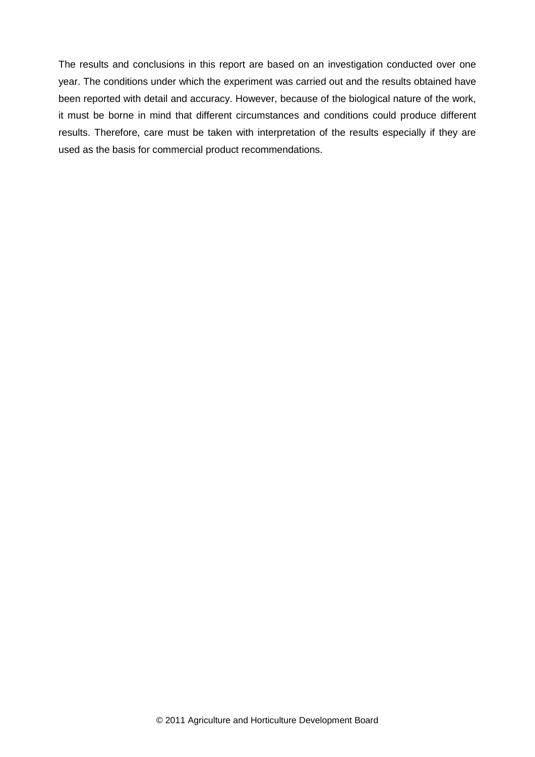The results and conclusions in this report are based on an investigation conducted over one year. The conditions under which the experiment was carried out and the results obtained have been reported with detail and accuracy. However, because of the biological nature of the work, it must be borne in mind that different circumstances and conditions could produce different results. Therefore, care must be taken with interpretation of the results especially if they are used as the basis for commercial product recommendations.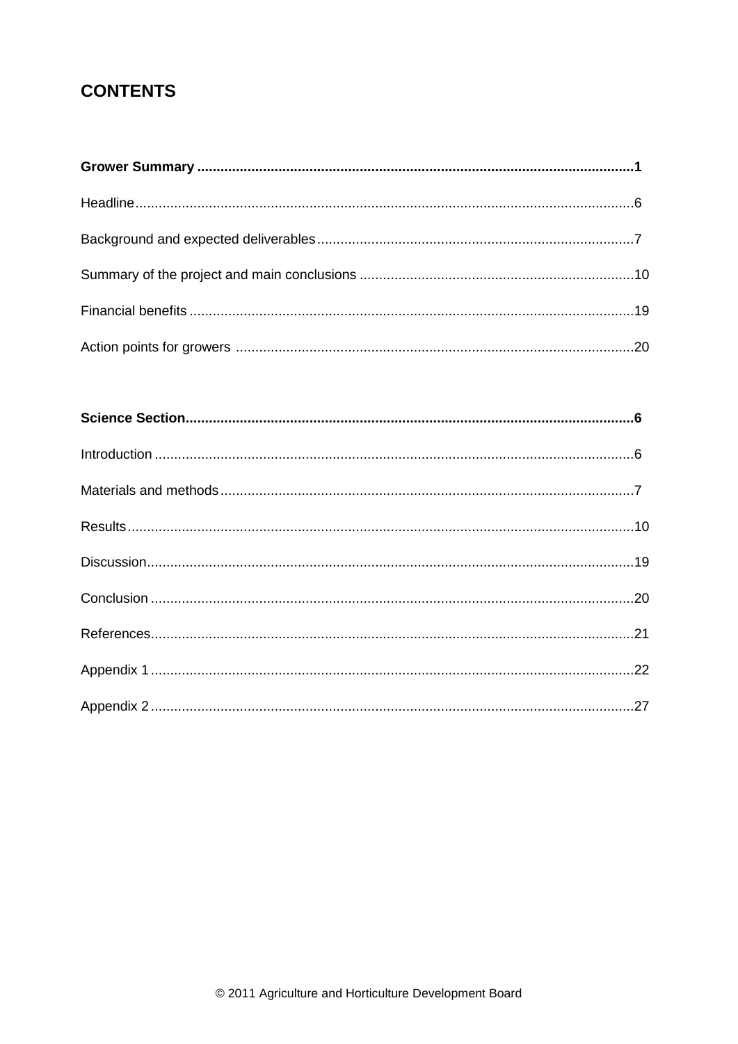# CONTENTS

**Grower Summary .............................................................................................................1**

Headline...............................................................................................................................6

Background and expected deliverables.................................................................................7

Summary of the project and main conclusions ......................................................................10

Financial benefits .................................................................................................................19

Action points for growers ......................................................................................................20

**Science Section.................................................................................................................6**

Introduction ..........................................................................................................................6

Materials and methods..........................................................................................................7

Results.................................................................................................................................10

Discussion............................................................................................................................19

Conclusion ...........................................................................................................................20

References...........................................................................................................................21

Appendix 1 ...........................................................................................................................22

Appendix 2 ...........................................................................................................................27

© 2011 Agriculture and Horticulture Development Board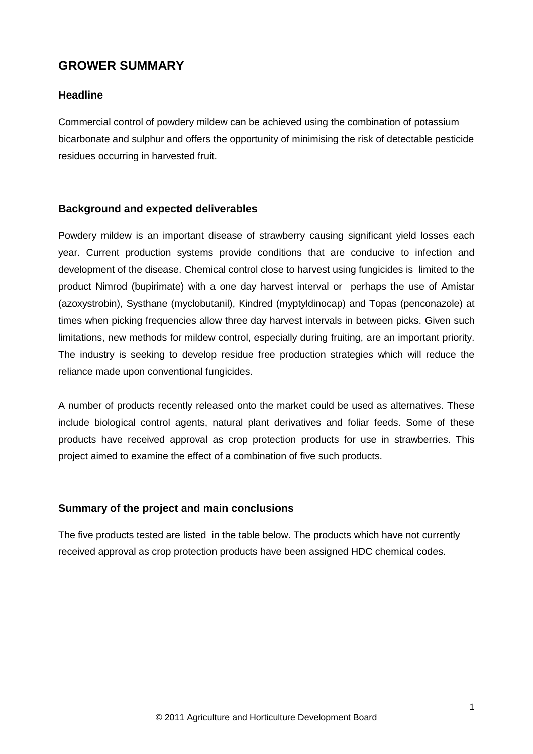# GROWER SUMMARY

## Headline

Commercial control of powdery mildew can be achieved using the combination of potassium bicarbonate and sulphur and offers the opportunity of minimising the risk of detectable pesticide residues occurring in harvested fruit.

## Background and expected deliverables

Powdery mildew is an important disease of strawberry causing significant yield losses each year. Current production systems provide conditions that are conducive to infection and development of the disease. Chemical control close to harvest using fungicides is limited to the product Nimrod (bupirimate) with a one day harvest interval or perhaps the use of Amistar (azoxystrobin), Systhane (myclobutanil), Kindred (myptyldinocap) and Topas (penconazole) at times when picking frequencies allow three day harvest intervals in between picks. Given such limitations, new methods for mildew control, especially during fruiting, are an important priority. The industry is seeking to develop residue free production strategies which will reduce the reliance made upon conventional fungicides.

A number of products recently released onto the market could be used as alternatives. These include biological control agents, natural plant derivatives and foliar feeds. Some of these products have received approval as crop protection products for use in strawberries. This project aimed to examine the effect of a combination of five such products.

## Summary of the project and main conclusions

The five products tested are listed in the table below. The products which have not currently received approval as crop protection products have been assigned HDC chemical codes.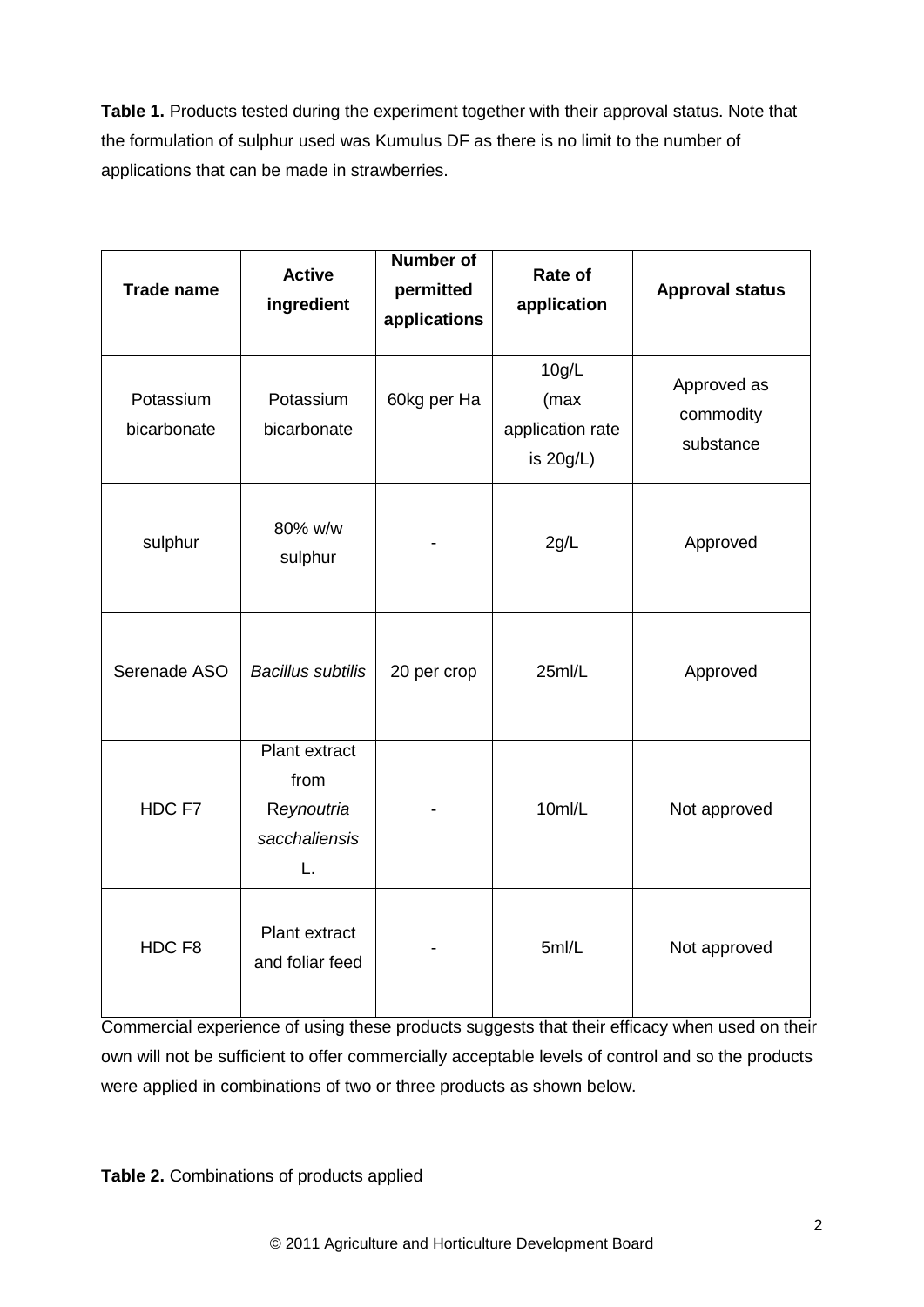**Table 1.** Products tested during the experiment together with their approval status. Note that the formulation of sulphur used was Kumulus DF as there is no limit to the number of applications that can be made in strawberries.

| Trade name | Active ingredient | Number of permitted applications | Rate of application | Approval status |
|---|---|---|---|---|
| Potassium bicarbonate | Potassium bicarbonate | 60kg per Ha | 10g/L (max application rate is 20g/L) | Approved as commodity substance |
| sulphur | 80% w/w sulphur | - | 2g/L | Approved |
| Serenade ASO | *Bacillus subtilis* | 20 per crop | 25ml/L | Approved |
| HDC F7 | Plant extract from R*eynoutria sacchaliensis* L. | - | 10ml/L | Not approved |
| HDC F8 | Plant extract and foliar feed | - | 5ml/L | Not approved |

Commercial experience of using these products suggests that their efficacy when used on their own will not be sufficient to offer commercially acceptable levels of control and so the products were applied in combinations of two or three products as shown below.

**Table 2.** Combinations of products applied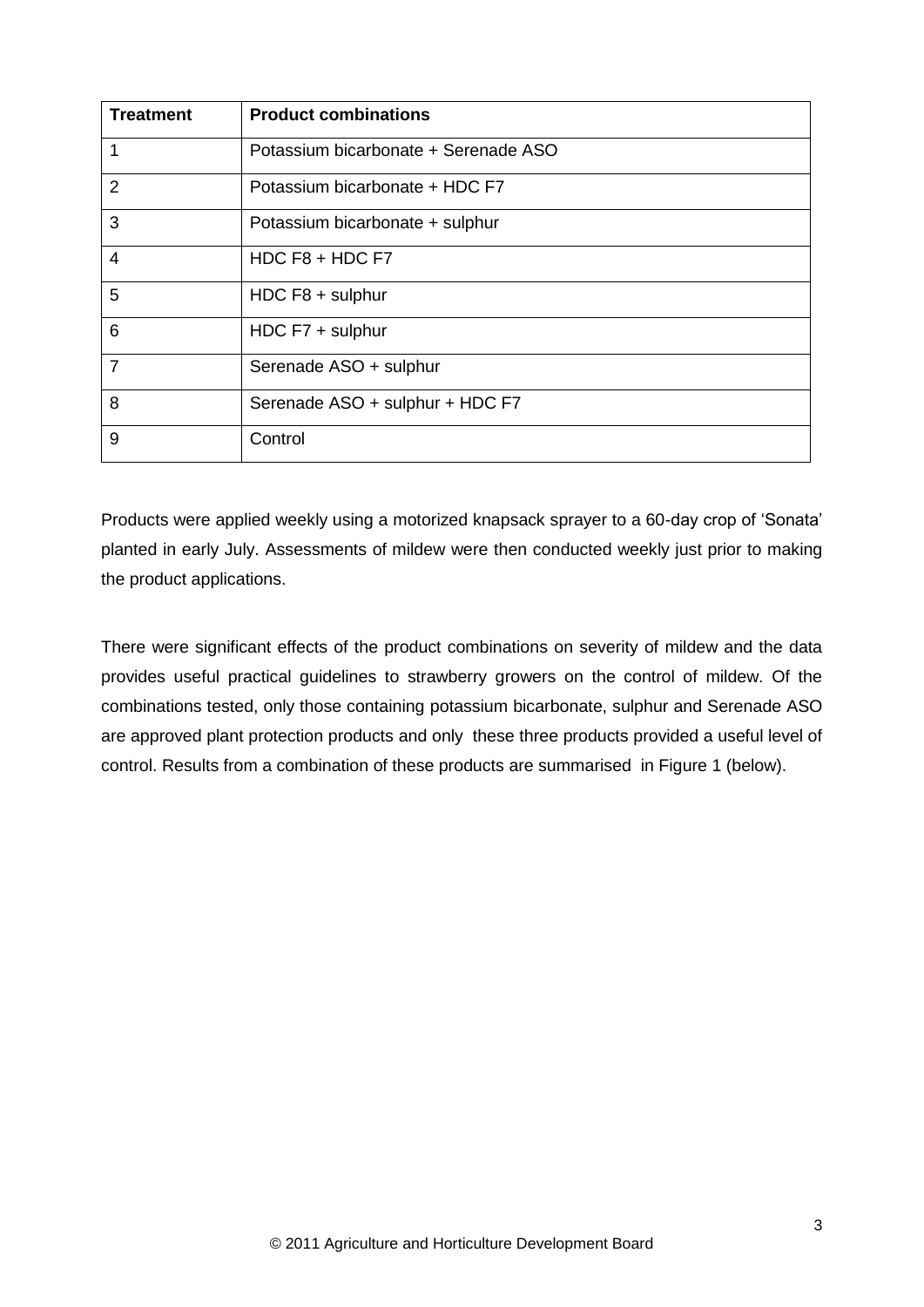| Treatment | Product combinations |
|---|---|
| 1 | Potassium bicarbonate + Serenade ASO |
| 2 | Potassium bicarbonate + HDC F7 |
| 3 | Potassium bicarbonate + sulphur |
| 4 | HDC F8 + HDC F7 |
| 5 | HDC F8 + sulphur |
| 6 | HDC F7 + sulphur |
| 7 | Serenade ASO + sulphur |
| 8 | Serenade ASO + sulphur + HDC F7 |
| 9 | Control |

Products were applied weekly using a motorized knapsack sprayer to a 60-day crop of 'Sonata' planted in early July. Assessments of mildew were then conducted weekly just prior to making the product applications.

There were significant effects of the product combinations on severity of mildew and the data provides useful practical guidelines to strawberry growers on the control of mildew. Of the combinations tested, only those containing potassium bicarbonate, sulphur and Serenade ASO are approved plant protection products and only these three products provided a useful level of control. Results from a combination of these products are summarised in Figure 1 (below).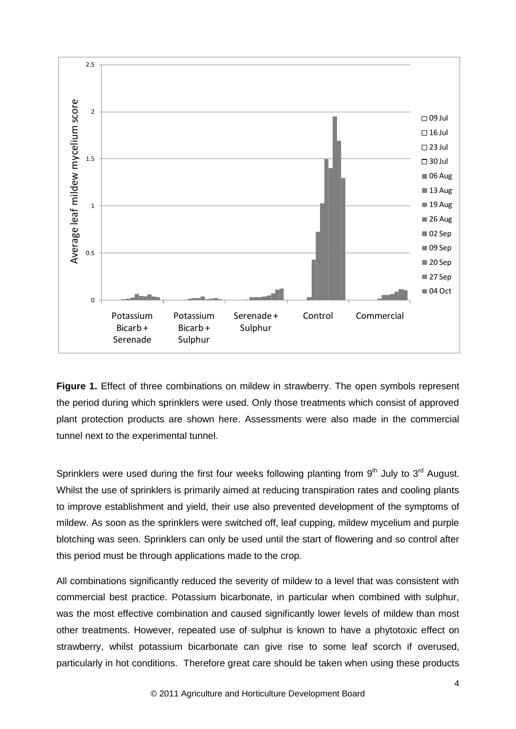**Figure 1.** Effect of three combinations on mildew in strawberry. The open symbols represent the period during which sprinklers were used. Only those treatments which consist of approved plant protection products are shown here. Assessments were also made in the commercial tunnel next to the experimental tunnel.

Sprinklers were used during the first four weeks following planting from 9th July to 3rd August. Whilst the use of sprinklers is primarily aimed at reducing transpiration rates and cooling plants to improve establishment and yield, their use also prevented development of the symptoms of mildew. As soon as the sprinklers were switched off, leaf cupping, mildew mycelium and purple blotching was seen. Sprinklers can only be used until the start of flowering and so control after this period must be through applications made to the crop.

All combinations significantly reduced the severity of mildew to a level that was consistent with commercial best practice. Potassium bicarbonate, in particular when combined with sulphur, was the most effective combination and caused significantly lower levels of mildew than most other treatments. However, repeated use of sulphur is known to have a phytotoxic effect on strawberry, whilst potassium bicarbonate can give rise to some leaf scorch if overused, particularly in hot conditions. Therefore great care should be taken when using these products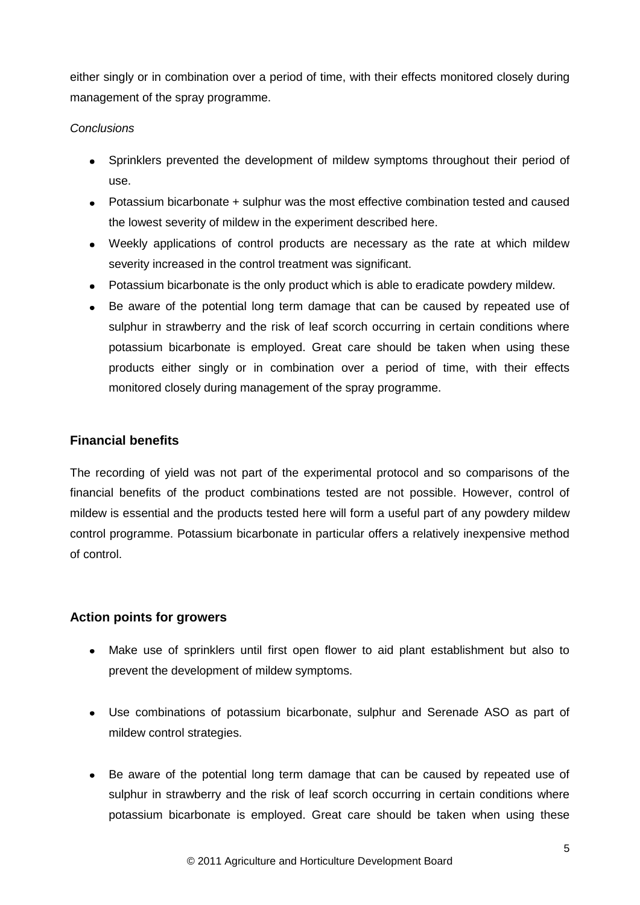either singly or in combination over a period of time, with their effects monitored closely during management of the spray programme.

*Conclusions*

- Sprinklers prevented the development of mildew symptoms throughout their period of use.
- Potassium bicarbonate + sulphur was the most effective combination tested and caused the lowest severity of mildew in the experiment described here.
- Weekly applications of control products are necessary as the rate at which mildew severity increased in the control treatment was significant.
- Potassium bicarbonate is the only product which is able to eradicate powdery mildew.
- Be aware of the potential long term damage that can be caused by repeated use of sulphur in strawberry and the risk of leaf scorch occurring in certain conditions where potassium bicarbonate is employed. Great care should be taken when using these products either singly or in combination over a period of time, with their effects monitored closely during management of the spray programme.

## Financial benefits

The recording of yield was not part of the experimental protocol and so comparisons of the financial benefits of the product combinations tested are not possible. However, control of mildew is essential and the products tested here will form a useful part of any powdery mildew control programme. Potassium bicarbonate in particular offers a relatively inexpensive method of control.

## Action points for growers

- Make use of sprinklers until first open flower to aid plant establishment but also to prevent the development of mildew symptoms.

- Use combinations of potassium bicarbonate, sulphur and Serenade ASO as part of mildew control strategies.

- Be aware of the potential long term damage that can be caused by repeated use of sulphur in strawberry and the risk of leaf scorch occurring in certain conditions where potassium bicarbonate is employed. Great care should be taken when using these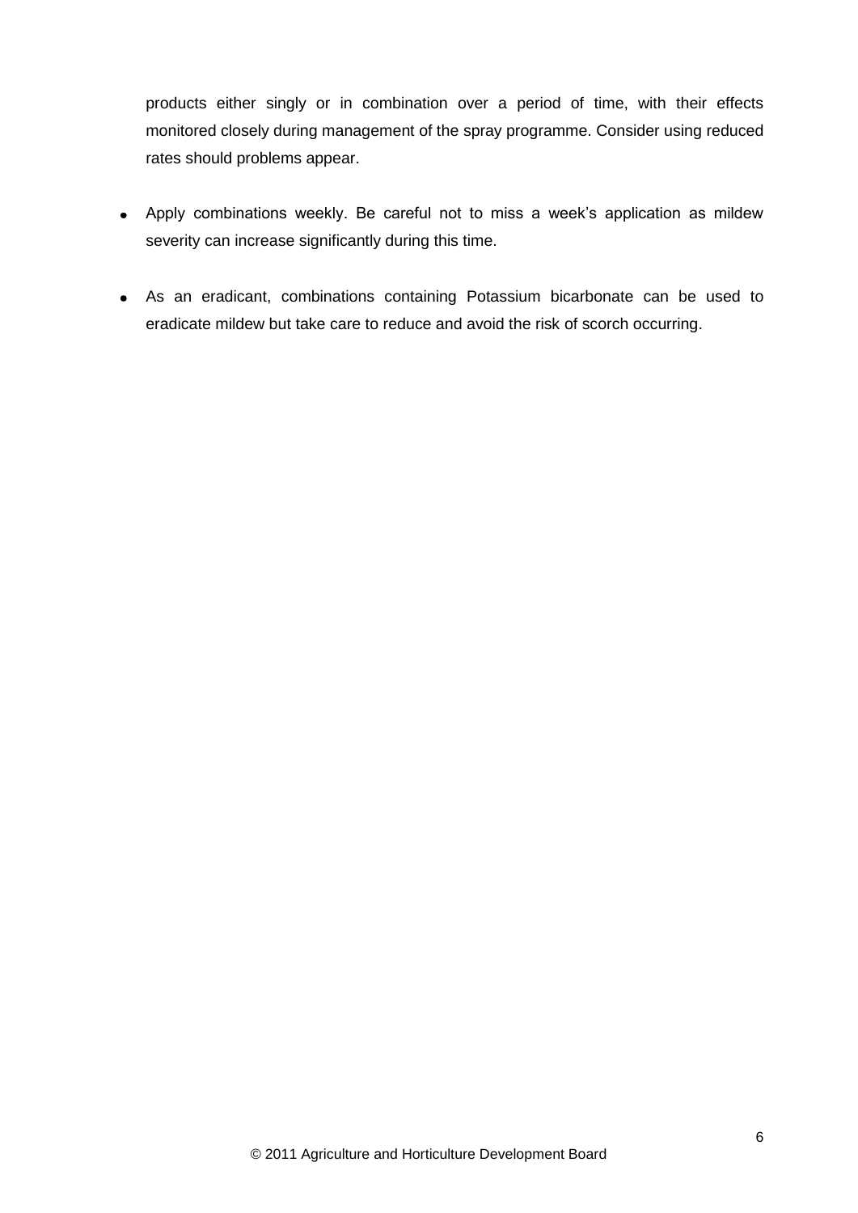products either singly or in combination over a period of time, with their effects monitored closely during management of the spray programme. Consider using reduced rates should problems appear.

- Apply combinations weekly. Be careful not to miss a week's application as mildew severity can increase significantly during this time.

- As an eradicant, combinations containing Potassium bicarbonate can be used to eradicate mildew but take care to reduce and avoid the risk of scorch occurring.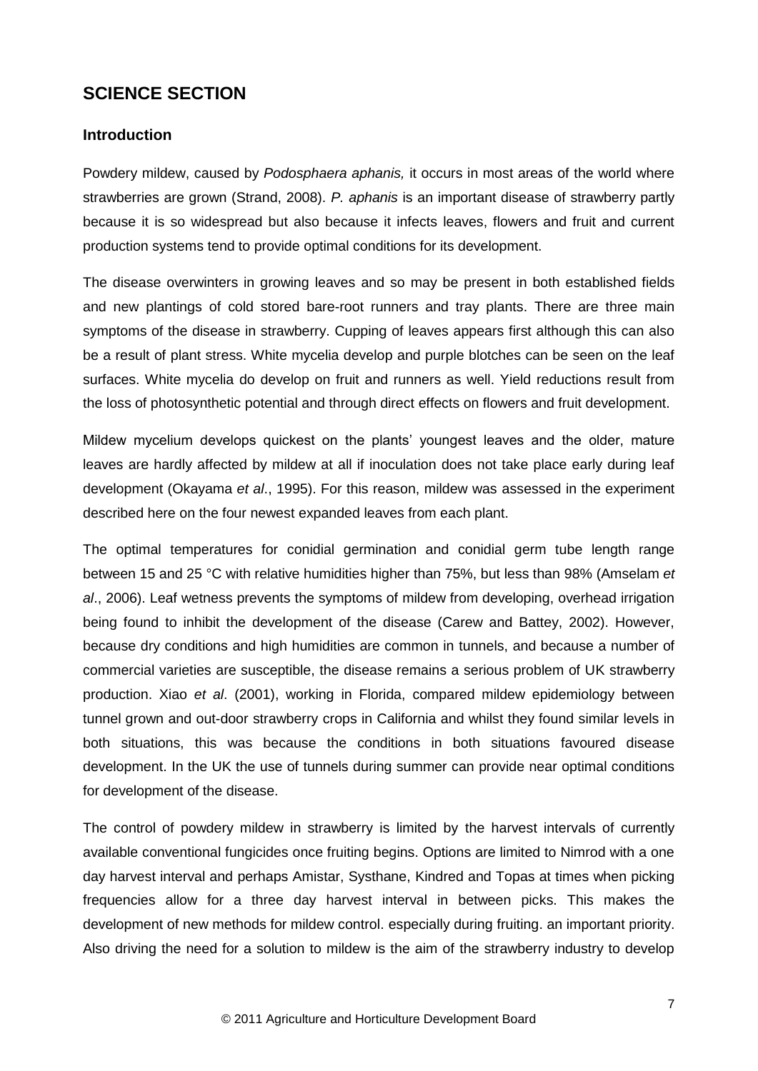# SCIENCE SECTION

## Introduction

Powdery mildew, caused by *Podosphaera aphanis,* it occurs in most areas of the world where strawberries are grown (Strand, 2008). *P. aphanis* is an important disease of strawberry partly because it is so widespread but also because it infects leaves, flowers and fruit and current production systems tend to provide optimal conditions for its development.

The disease overwinters in growing leaves and so may be present in both established fields and new plantings of cold stored bare-root runners and tray plants. There are three main symptoms of the disease in strawberry. Cupping of leaves appears first although this can also be a result of plant stress. White mycelia develop and purple blotches can be seen on the leaf surfaces. White mycelia do develop on fruit and runners as well. Yield reductions result from the loss of photosynthetic potential and through direct effects on flowers and fruit development.

Mildew mycelium develops quickest on the plants' youngest leaves and the older, mature leaves are hardly affected by mildew at all if inoculation does not take place early during leaf development (Okayama *et al*., 1995). For this reason, mildew was assessed in the experiment described here on the four newest expanded leaves from each plant.

The optimal temperatures for conidial germination and conidial germ tube length range between 15 and 25 °C with relative humidities higher than 75%, but less than 98% (Amselam *et al*., 2006). Leaf wetness prevents the symptoms of mildew from developing, overhead irrigation being found to inhibit the development of the disease (Carew and Battey, 2002). However, because dry conditions and high humidities are common in tunnels, and because a number of commercial varieties are susceptible, the disease remains a serious problem of UK strawberry production. Xiao *et al*. (2001), working in Florida, compared mildew epidemiology between tunnel grown and out-door strawberry crops in California and whilst they found similar levels in both situations, this was because the conditions in both situations favoured disease development. In the UK the use of tunnels during summer can provide near optimal conditions for development of the disease.

The control of powdery mildew in strawberry is limited by the harvest intervals of currently available conventional fungicides once fruiting begins. Options are limited to Nimrod with a one day harvest interval and perhaps Amistar, Systhane, Kindred and Topas at times when picking frequencies allow for a three day harvest interval in between picks. This makes the development of new methods for mildew control. especially during fruiting. an important priority. Also driving the need for a solution to mildew is the aim of the strawberry industry to develop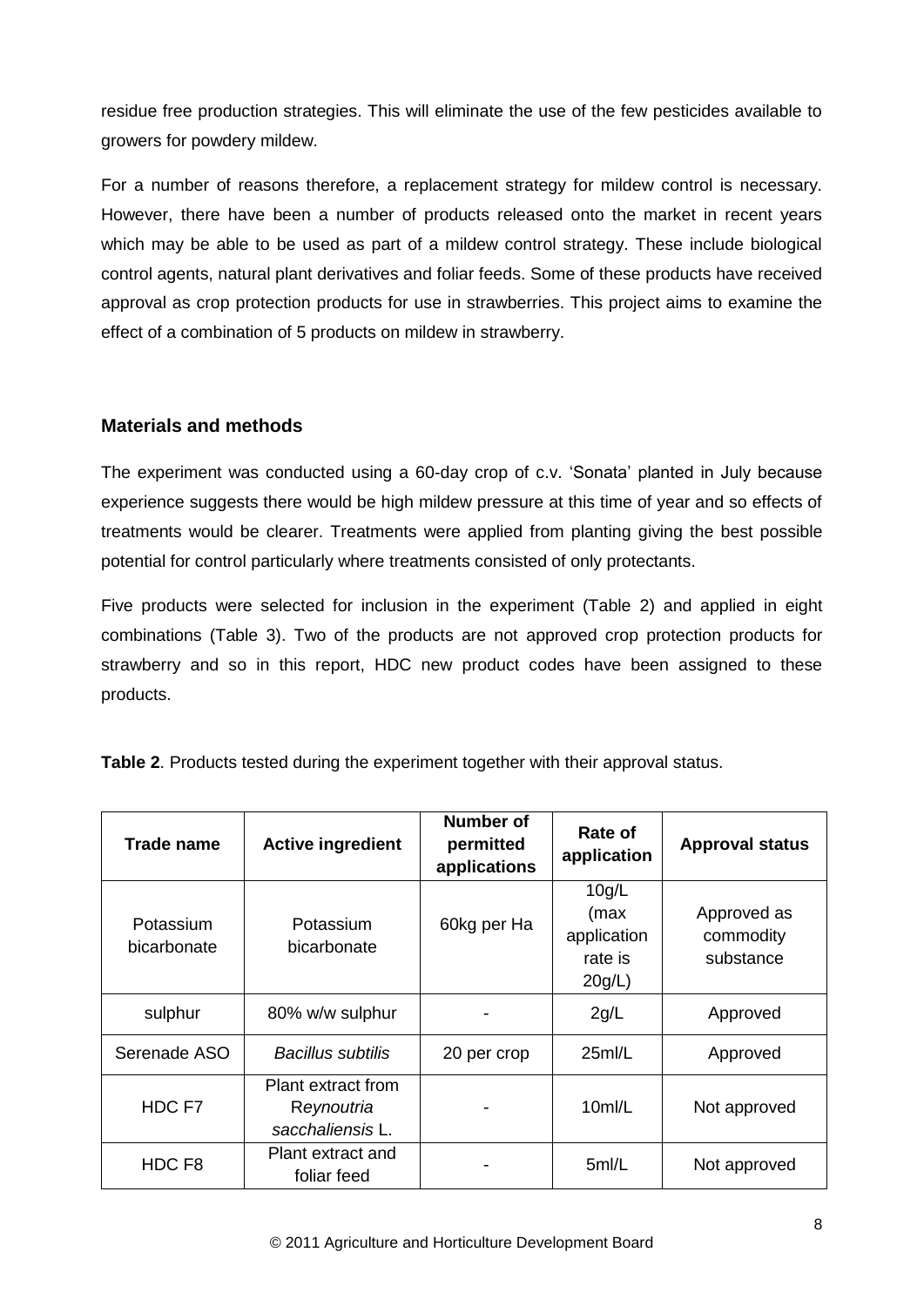residue free production strategies. This will eliminate the use of the few pesticides available to growers for powdery mildew.

For a number of reasons therefore, a replacement strategy for mildew control is necessary. However, there have been a number of products released onto the market in recent years which may be able to be used as part of a mildew control strategy. These include biological control agents, natural plant derivatives and foliar feeds. Some of these products have received approval as crop protection products for use in strawberries. This project aims to examine the effect of a combination of 5 products on mildew in strawberry.

## Materials and methods

The experiment was conducted using a 60-day crop of c.v. 'Sonata' planted in July because experience suggests there would be high mildew pressure at this time of year and so effects of treatments would be clearer. Treatments were applied from planting giving the best possible potential for control particularly where treatments consisted of only protectants.

Five products were selected for inclusion in the experiment (Table 2) and applied in eight combinations (Table 3). Two of the products are not approved crop protection products for strawberry and so in this report, HDC new product codes have been assigned to these products.

**Table 2**. Products tested during the experiment together with their approval status.

| Trade name | Active ingredient | Number of permitted applications | Rate of application | Approval status |
|---|---|---|---|---|
| Potassium bicarbonate | Potassium bicarbonate | 60kg per Ha | 10g/L (max application rate is 20g/L) | Approved as commodity substance |
| sulphur | 80% w/w sulphur | - | 2g/L | Approved |
| Serenade ASO | *Bacillus subtilis* | 20 per crop | 25ml/L | Approved |
| HDC F7 | Plant extract from *Reynoutria sacchaliensis* L. | - | 10ml/L | Not approved |
| HDC F8 | Plant extract and foliar feed | - | 5ml/L | Not approved |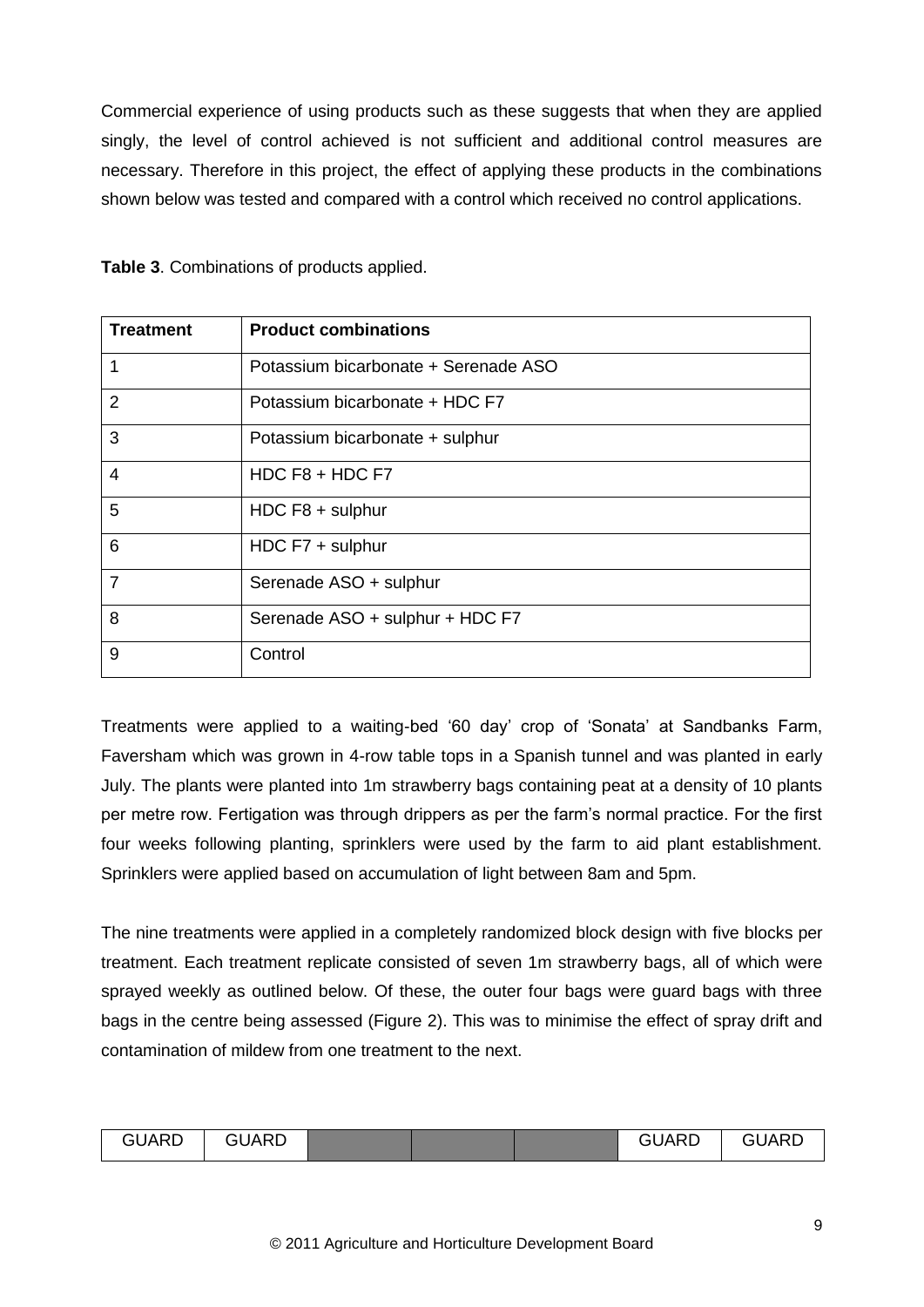Commercial experience of using products such as these suggests that when they are applied singly, the level of control achieved is not sufficient and additional control measures are necessary. Therefore in this project, the effect of applying these products in the combinations shown below was tested and compared with a control which received no control applications.

**Table 3**. Combinations of products applied.

| Treatment | Product combinations |
|---|---|
| 1 | Potassium bicarbonate + Serenade ASO |
| 2 | Potassium bicarbonate + HDC F7 |
| 3 | Potassium bicarbonate + sulphur |
| 4 | HDC F8 + HDC F7 |
| 5 | HDC F8 + sulphur |
| 6 | HDC F7 + sulphur |
| 7 | Serenade ASO + sulphur |
| 8 | Serenade ASO + sulphur + HDC F7 |
| 9 | Control |

Treatments were applied to a waiting-bed '60 day' crop of 'Sonata' at Sandbanks Farm, Faversham which was grown in 4-row table tops in a Spanish tunnel and was planted in early July. The plants were planted into 1m strawberry bags containing peat at a density of 10 plants per metre row. Fertigation was through drippers as per the farm's normal practice. For the first four weeks following planting, sprinklers were used by the farm to aid plant establishment. Sprinklers were applied based on accumulation of light between 8am and 5pm.

The nine treatments were applied in a completely randomized block design with five blocks per treatment. Each treatment replicate consisted of seven 1m strawberry bags, all of which were sprayed weekly as outlined below. Of these, the outer four bags were guard bags with three bags in the centre being assessed (Figure 2). This was to minimise the effect of spray drift and contamination of mildew from one treatment to the next.

| GUARD | GUARD | | | | GUARD | GUARD |
|---|---|---|---|---|---|---|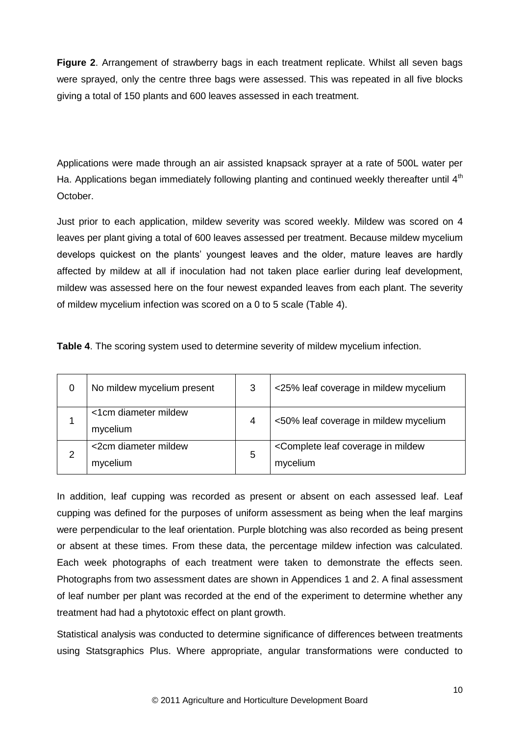**Figure 2**. Arrangement of strawberry bags in each treatment replicate. Whilst all seven bags were sprayed, only the centre three bags were assessed. This was repeated in all five blocks giving a total of 150 plants and 600 leaves assessed in each treatment.

Applications were made through an air assisted knapsack sprayer at a rate of 500L water per Ha. Applications began immediately following planting and continued weekly thereafter until 4th October.

Just prior to each application, mildew severity was scored weekly. Mildew was scored on 4 leaves per plant giving a total of 600 leaves assessed per treatment. Because mildew mycelium develops quickest on the plants' youngest leaves and the older, mature leaves are hardly affected by mildew at all if inoculation had not taken place earlier during leaf development, mildew was assessed here on the four newest expanded leaves from each plant. The severity of mildew mycelium infection was scored on a 0 to 5 scale (Table 4).

**Table 4**. The scoring system used to determine severity of mildew mycelium infection.

| | | | |
|---|---|---|---|
| 0 | No mildew mycelium present | 3 | <25% leaf coverage in mildew mycelium |
| 1 | <1cm diameter mildew mycelium | 4 | <50% leaf coverage in mildew mycelium |
| 2 | <2cm diameter mildew mycelium | 5 | <Complete leaf coverage in mildew mycelium |

In addition, leaf cupping was recorded as present or absent on each assessed leaf. Leaf cupping was defined for the purposes of uniform assessment as being when the leaf margins were perpendicular to the leaf orientation. Purple blotching was also recorded as being present or absent at these times. From these data, the percentage mildew infection was calculated. Each week photographs of each treatment were taken to demonstrate the effects seen. Photographs from two assessment dates are shown in Appendices 1 and 2. A final assessment of leaf number per plant was recorded at the end of the experiment to determine whether any treatment had had a phytotoxic effect on plant growth.

Statistical analysis was conducted to determine significance of differences between treatments using Statsgraphics Plus. Where appropriate, angular transformations were conducted to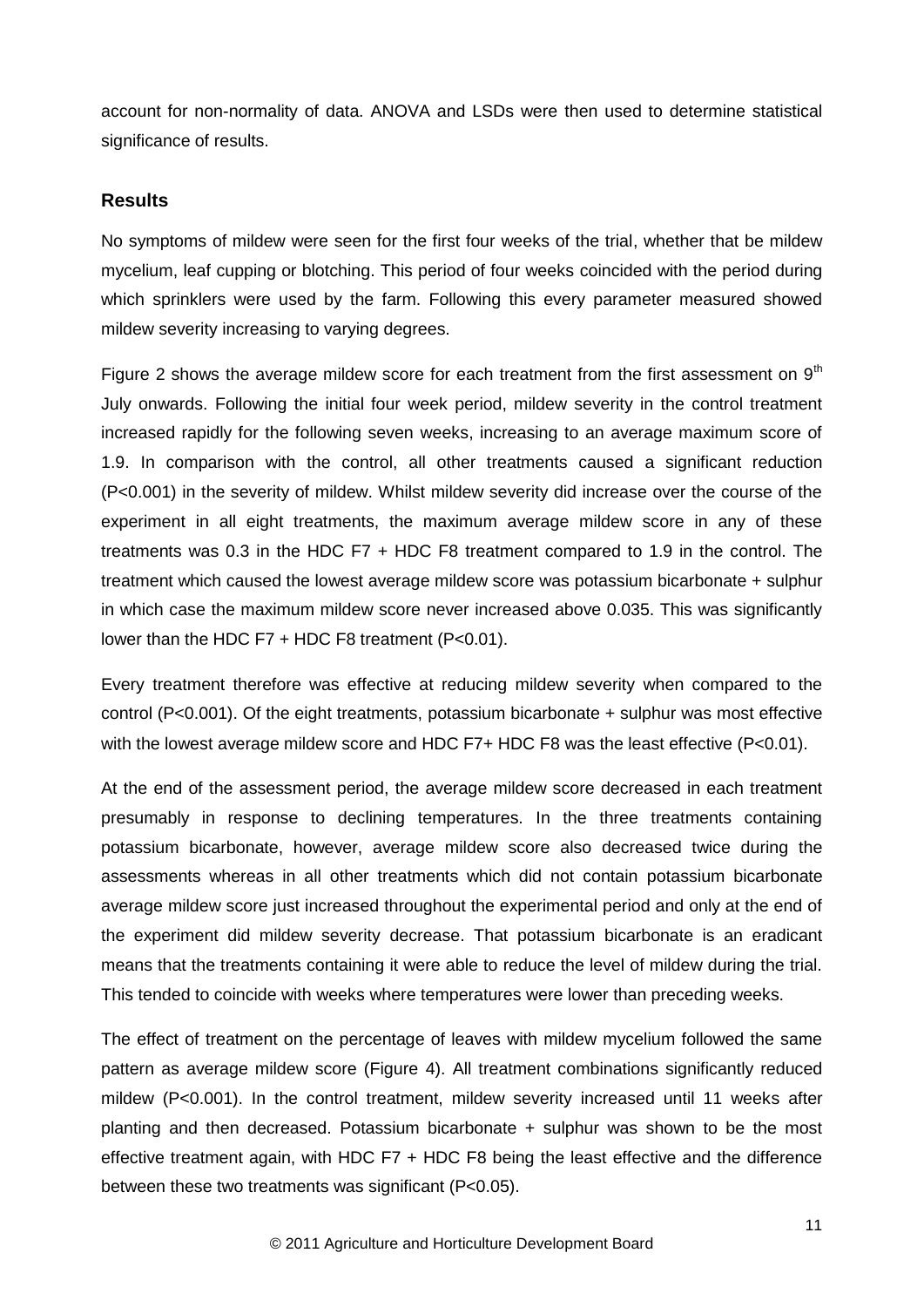account for non-normality of data. ANOVA and LSDs were then used to determine statistical significance of results.

## Results

No symptoms of mildew were seen for the first four weeks of the trial, whether that be mildew mycelium, leaf cupping or blotching. This period of four weeks coincided with the period during which sprinklers were used by the farm. Following this every parameter measured showed mildew severity increasing to varying degrees.

Figure 2 shows the average mildew score for each treatment from the first assessment on 9th July onwards. Following the initial four week period, mildew severity in the control treatment increased rapidly for the following seven weeks, increasing to an average maximum score of 1.9. In comparison with the control, all other treatments caused a significant reduction ($P<0.001$) in the severity of mildew. Whilst mildew severity did increase over the course of the experiment in all eight treatments, the maximum average mildew score in any of these treatments was 0.3 in the HDC F7 + HDC F8 treatment compared to 1.9 in the control. The treatment which caused the lowest average mildew score was potassium bicarbonate + sulphur in which case the maximum mildew score never increased above 0.035. This was significantly lower than the HDC F7 + HDC F8 treatment ($P<0.01$).

Every treatment therefore was effective at reducing mildew severity when compared to the control ($P<0.001$). Of the eight treatments, potassium bicarbonate + sulphur was most effective with the lowest average mildew score and HDC F7+ HDC F8 was the least effective ($P<0.01$).

At the end of the assessment period, the average mildew score decreased in each treatment presumably in response to declining temperatures. In the three treatments containing potassium bicarbonate, however, average mildew score also decreased twice during the assessments whereas in all other treatments which did not contain potassium bicarbonate average mildew score just increased throughout the experimental period and only at the end of the experiment did mildew severity decrease. That potassium bicarbonate is an eradicant means that the treatments containing it were able to reduce the level of mildew during the trial. This tended to coincide with weeks where temperatures were lower than preceding weeks.

The effect of treatment on the percentage of leaves with mildew mycelium followed the same pattern as average mildew score (Figure 4). All treatment combinations significantly reduced mildew ($P<0.001$). In the control treatment, mildew severity increased until 11 weeks after planting and then decreased. Potassium bicarbonate + sulphur was shown to be the most effective treatment again, with HDC F7 + HDC F8 being the least effective and the difference between these two treatments was significant ($P<0.05$).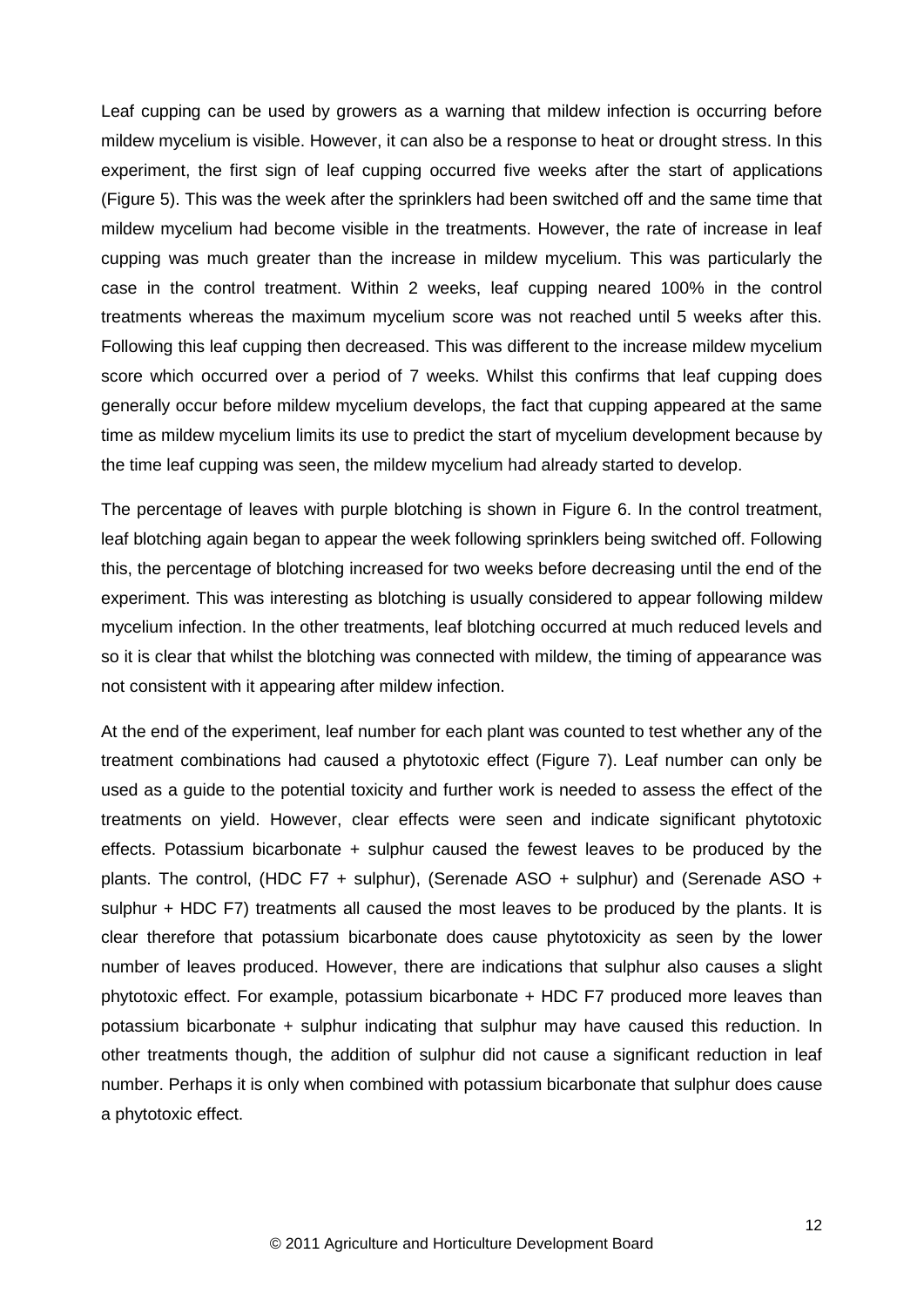Leaf cupping can be used by growers as a warning that mildew infection is occurring before mildew mycelium is visible. However, it can also be a response to heat or drought stress. In this experiment, the first sign of leaf cupping occurred five weeks after the start of applications (Figure 5). This was the week after the sprinklers had been switched off and the same time that mildew mycelium had become visible in the treatments. However, the rate of increase in leaf cupping was much greater than the increase in mildew mycelium. This was particularly the case in the control treatment. Within 2 weeks, leaf cupping neared 100% in the control treatments whereas the maximum mycelium score was not reached until 5 weeks after this. Following this leaf cupping then decreased. This was different to the increase mildew mycelium score which occurred over a period of 7 weeks. Whilst this confirms that leaf cupping does generally occur before mildew mycelium develops, the fact that cupping appeared at the same time as mildew mycelium limits its use to predict the start of mycelium development because by the time leaf cupping was seen, the mildew mycelium had already started to develop.

The percentage of leaves with purple blotching is shown in Figure 6. In the control treatment, leaf blotching again began to appear the week following sprinklers being switched off. Following this, the percentage of blotching increased for two weeks before decreasing until the end of the experiment. This was interesting as blotching is usually considered to appear following mildew mycelium infection. In the other treatments, leaf blotching occurred at much reduced levels and so it is clear that whilst the blotching was connected with mildew, the timing of appearance was not consistent with it appearing after mildew infection.

At the end of the experiment, leaf number for each plant was counted to test whether any of the treatment combinations had caused a phytotoxic effect (Figure 7). Leaf number can only be used as a guide to the potential toxicity and further work is needed to assess the effect of the treatments on yield. However, clear effects were seen and indicate significant phytotoxic effects. Potassium bicarbonate + sulphur caused the fewest leaves to be produced by the plants. The control, (HDC F7 + sulphur), (Serenade ASO + sulphur) and (Serenade ASO + sulphur + HDC F7) treatments all caused the most leaves to be produced by the plants. It is clear therefore that potassium bicarbonate does cause phytotoxicity as seen by the lower number of leaves produced. However, there are indications that sulphur also causes a slight phytotoxic effect. For example, potassium bicarbonate + HDC F7 produced more leaves than potassium bicarbonate + sulphur indicating that sulphur may have caused this reduction. In other treatments though, the addition of sulphur did not cause a significant reduction in leaf number. Perhaps it is only when combined with potassium bicarbonate that sulphur does cause a phytotoxic effect.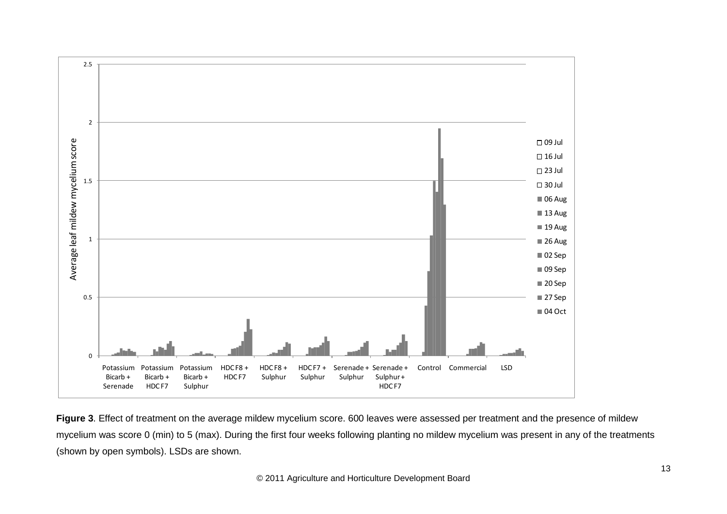**Figure 3**. Effect of treatment on the average mildew mycelium score. 600 leaves were assessed per treatment and the presence of mildew mycelium was score 0 (min) to 5 (max). During the first four weeks following planting no mildew mycelium was present in any of the treatments (shown by open symbols). LSDs are shown.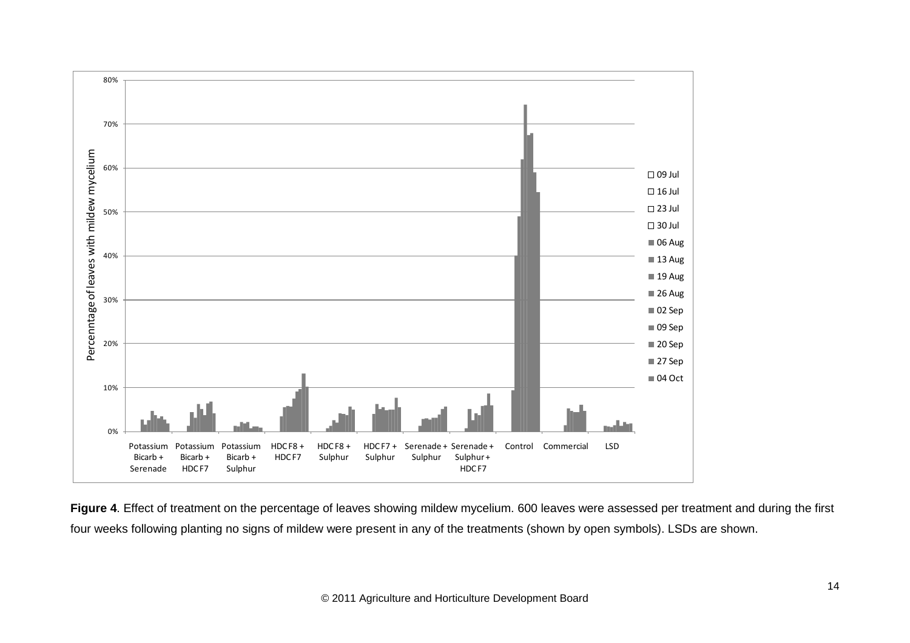**Figure 4**. Effect of treatment on the percentage of leaves showing mildew mycelium. 600 leaves were assessed per treatment and during the first four weeks following planting no signs of mildew were present in any of the treatments (shown by open symbols). LSDs are shown.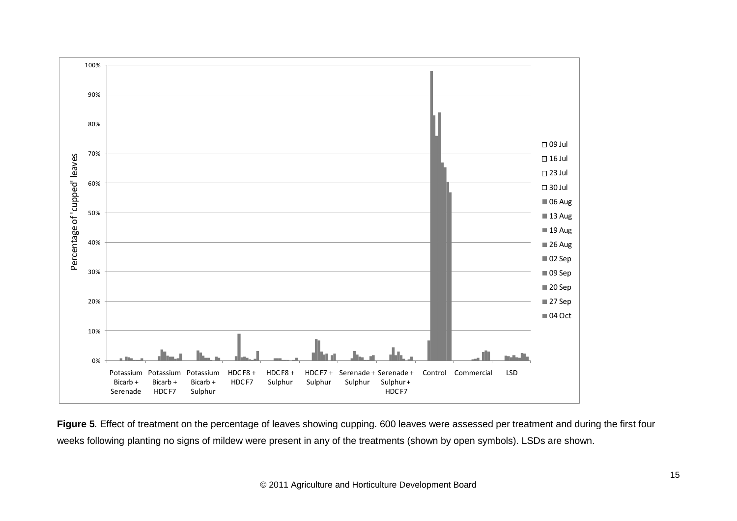**Figure 5**. Effect of treatment on the percentage of leaves showing cupping. 600 leaves were assessed per treatment and during the first four weeks following planting no signs of mildew were present in any of the treatments (shown by open symbols). LSDs are shown.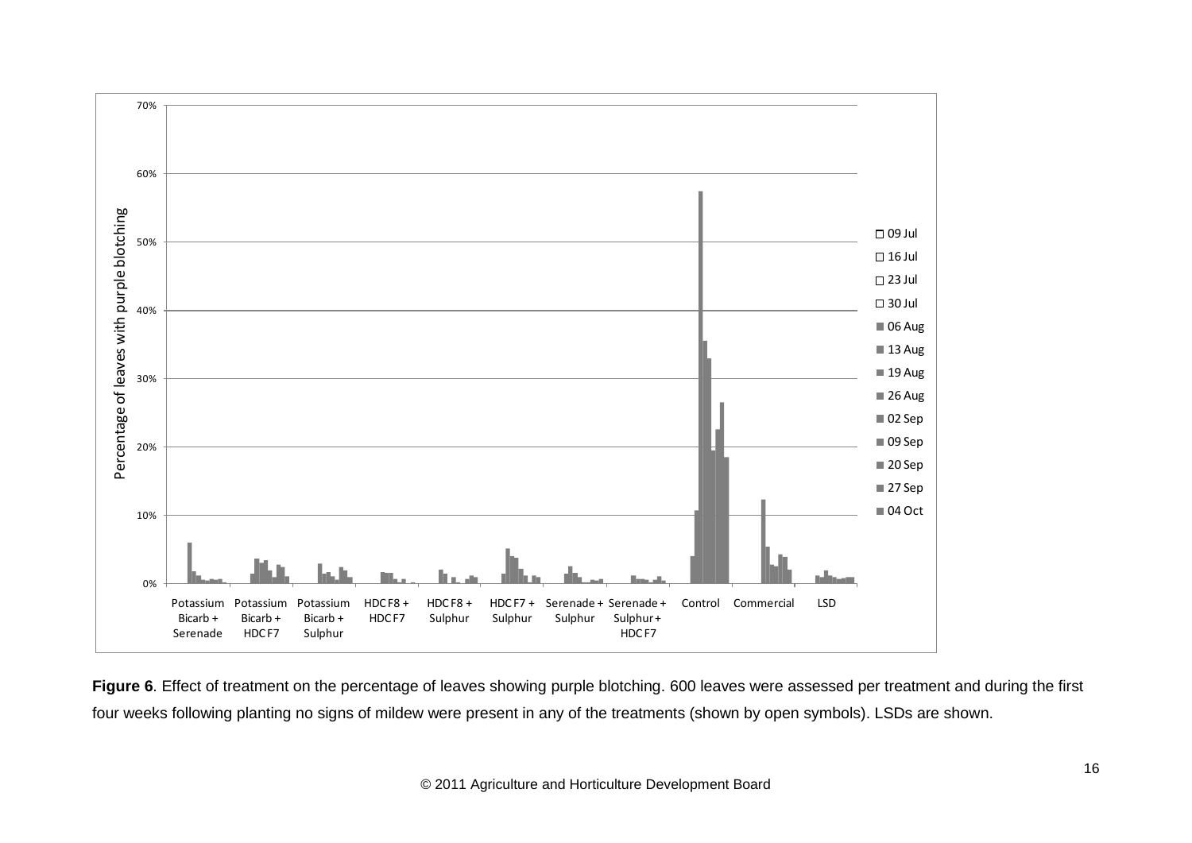**Figure 6**. Effect of treatment on the percentage of leaves showing purple blotching. 600 leaves were assessed per treatment and during the first four weeks following planting no signs of mildew were present in any of the treatments (shown by open symbols). LSDs are shown.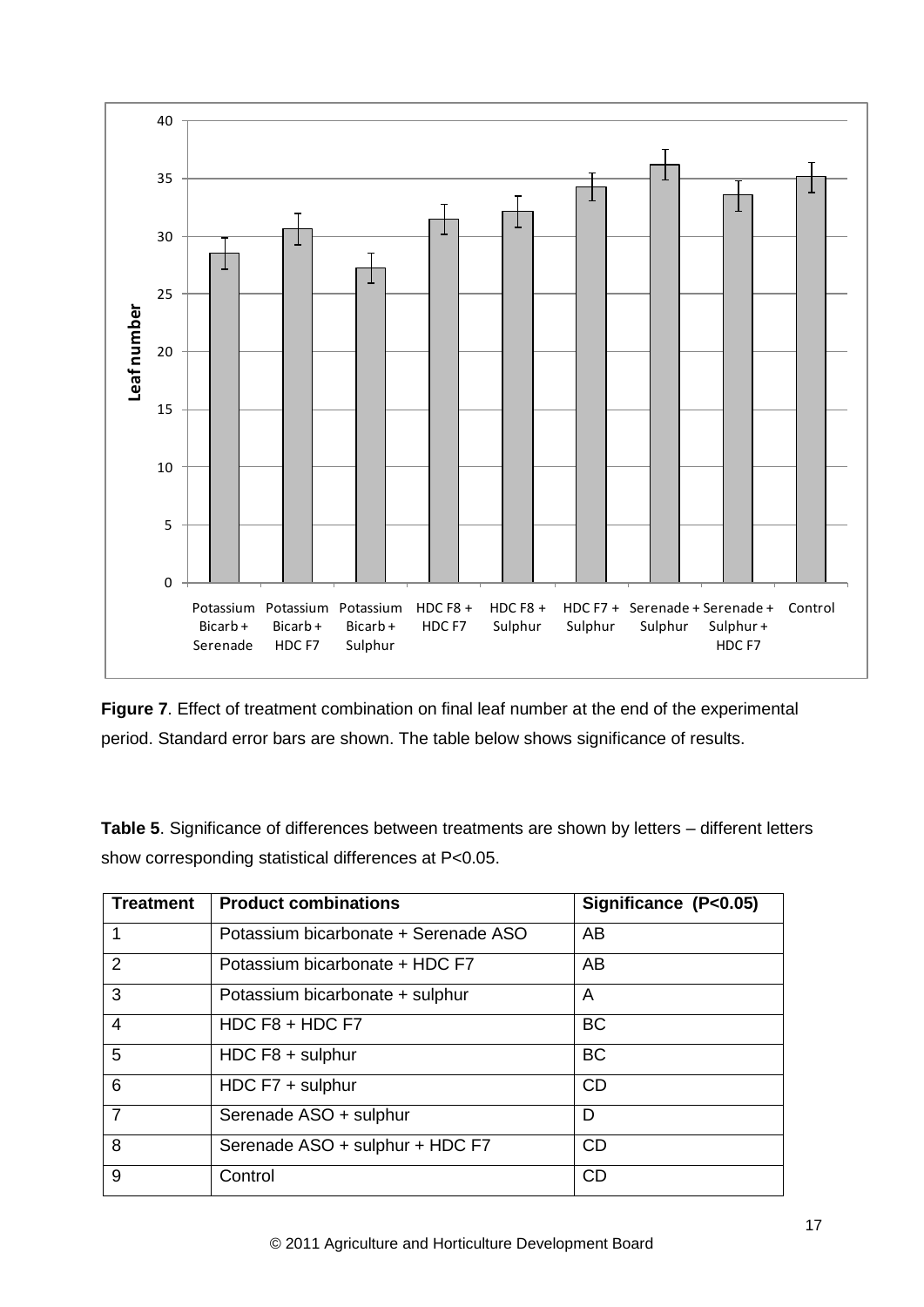**Figure 7**. Effect of treatment combination on final leaf number at the end of the experimental period. Standard error bars are shown. The table below shows significance of results.

**Table 5**. Significance of differences between treatments are shown by letters – different letters show corresponding statistical differences at P<0.05.

| Treatment | Product combinations | Significance (P<0.05) |
|---|---|---|
| 1 | Potassium bicarbonate + Serenade ASO | AB |
| 2 | Potassium bicarbonate + HDC F7 | AB |
| 3 | Potassium bicarbonate + sulphur | A |
| 4 | HDC F8 + HDC F7 | BC |
| 5 | HDC F8 + sulphur | BC |
| 6 | HDC F7 + sulphur | CD |
| 7 | Serenade ASO + sulphur | D |
| 8 | Serenade ASO + sulphur + HDC F7 | CD |
| 9 | Control | CD |

© 2011 Agriculture and Horticulture Development Board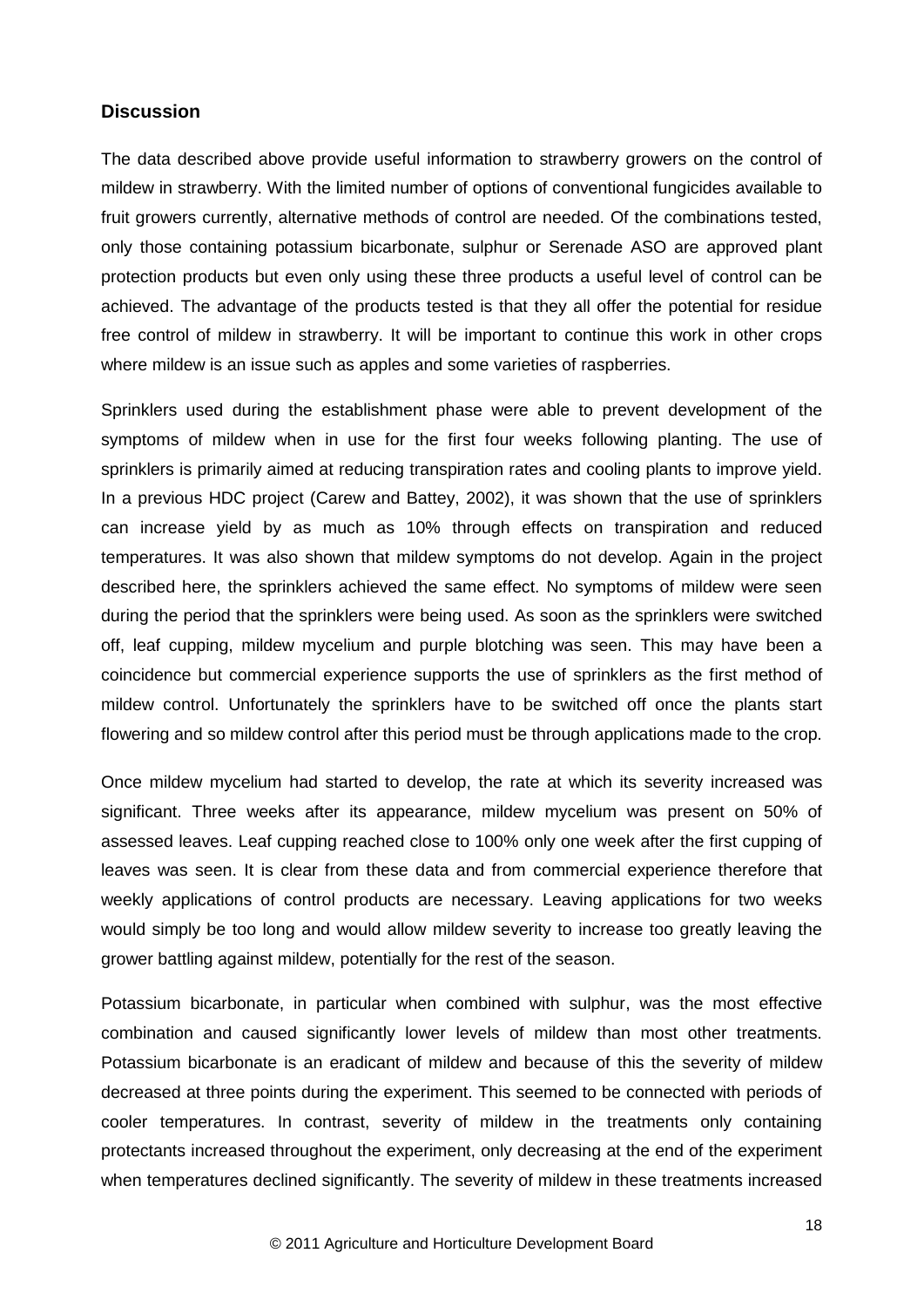## Discussion

The data described above provide useful information to strawberry growers on the control of mildew in strawberry. With the limited number of options of conventional fungicides available to fruit growers currently, alternative methods of control are needed. Of the combinations tested, only those containing potassium bicarbonate, sulphur or Serenade ASO are approved plant protection products but even only using these three products a useful level of control can be achieved. The advantage of the products tested is that they all offer the potential for residue free control of mildew in strawberry. It will be important to continue this work in other crops where mildew is an issue such as apples and some varieties of raspberries.

Sprinklers used during the establishment phase were able to prevent development of the symptoms of mildew when in use for the first four weeks following planting. The use of sprinklers is primarily aimed at reducing transpiration rates and cooling plants to improve yield. In a previous HDC project (Carew and Battey, 2002), it was shown that the use of sprinklers can increase yield by as much as 10% through effects on transpiration and reduced temperatures. It was also shown that mildew symptoms do not develop. Again in the project described here, the sprinklers achieved the same effect. No symptoms of mildew were seen during the period that the sprinklers were being used. As soon as the sprinklers were switched off, leaf cupping, mildew mycelium and purple blotching was seen. This may have been a coincidence but commercial experience supports the use of sprinklers as the first method of mildew control. Unfortunately the sprinklers have to be switched off once the plants start flowering and so mildew control after this period must be through applications made to the crop.

Once mildew mycelium had started to develop, the rate at which its severity increased was significant. Three weeks after its appearance, mildew mycelium was present on 50% of assessed leaves. Leaf cupping reached close to 100% only one week after the first cupping of leaves was seen. It is clear from these data and from commercial experience therefore that weekly applications of control products are necessary. Leaving applications for two weeks would simply be too long and would allow mildew severity to increase too greatly leaving the grower battling against mildew, potentially for the rest of the season.

Potassium bicarbonate, in particular when combined with sulphur, was the most effective combination and caused significantly lower levels of mildew than most other treatments. Potassium bicarbonate is an eradicant of mildew and because of this the severity of mildew decreased at three points during the experiment. This seemed to be connected with periods of cooler temperatures. In contrast, severity of mildew in the treatments only containing protectants increased throughout the experiment, only decreasing at the end of the experiment when temperatures declined significantly. The severity of mildew in these treatments increased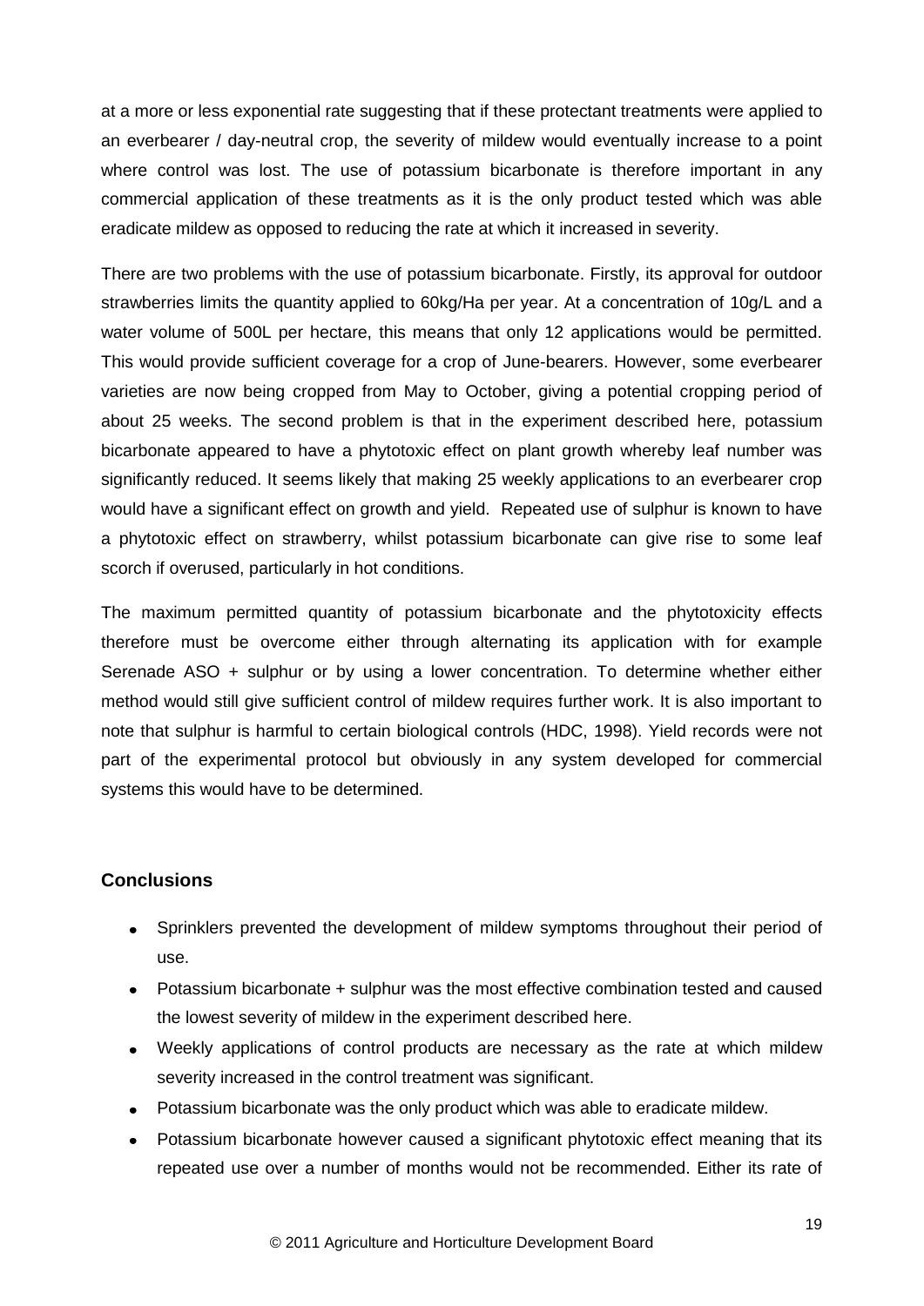at a more or less exponential rate suggesting that if these protectant treatments were applied to an everbearer / day-neutral crop, the severity of mildew would eventually increase to a point where control was lost. The use of potassium bicarbonate is therefore important in any commercial application of these treatments as it is the only product tested which was able eradicate mildew as opposed to reducing the rate at which it increased in severity.

There are two problems with the use of potassium bicarbonate. Firstly, its approval for outdoor strawberries limits the quantity applied to 60kg/Ha per year. At a concentration of 10g/L and a water volume of 500L per hectare, this means that only 12 applications would be permitted. This would provide sufficient coverage for a crop of June-bearers. However, some everbearer varieties are now being cropped from May to October, giving a potential cropping period of about 25 weeks. The second problem is that in the experiment described here, potassium bicarbonate appeared to have a phytotoxic effect on plant growth whereby leaf number was significantly reduced. It seems likely that making 25 weekly applications to an everbearer crop would have a significant effect on growth and yield. Repeated use of sulphur is known to have a phytotoxic effect on strawberry, whilst potassium bicarbonate can give rise to some leaf scorch if overused, particularly in hot conditions.

The maximum permitted quantity of potassium bicarbonate and the phytotoxicity effects therefore must be overcome either through alternating its application with for example Serenade ASO + sulphur or by using a lower concentration. To determine whether either method would still give sufficient control of mildew requires further work. It is also important to note that sulphur is harmful to certain biological controls (HDC, 1998). Yield records were not part of the experimental protocol but obviously in any system developed for commercial systems this would have to be determined.

## Conclusions

- Sprinklers prevented the development of mildew symptoms throughout their period of use.
- Potassium bicarbonate + sulphur was the most effective combination tested and caused the lowest severity of mildew in the experiment described here.
- Weekly applications of control products are necessary as the rate at which mildew severity increased in the control treatment was significant.
- Potassium bicarbonate was the only product which was able to eradicate mildew.
- Potassium bicarbonate however caused a significant phytotoxic effect meaning that its repeated use over a number of months would not be recommended. Either its rate of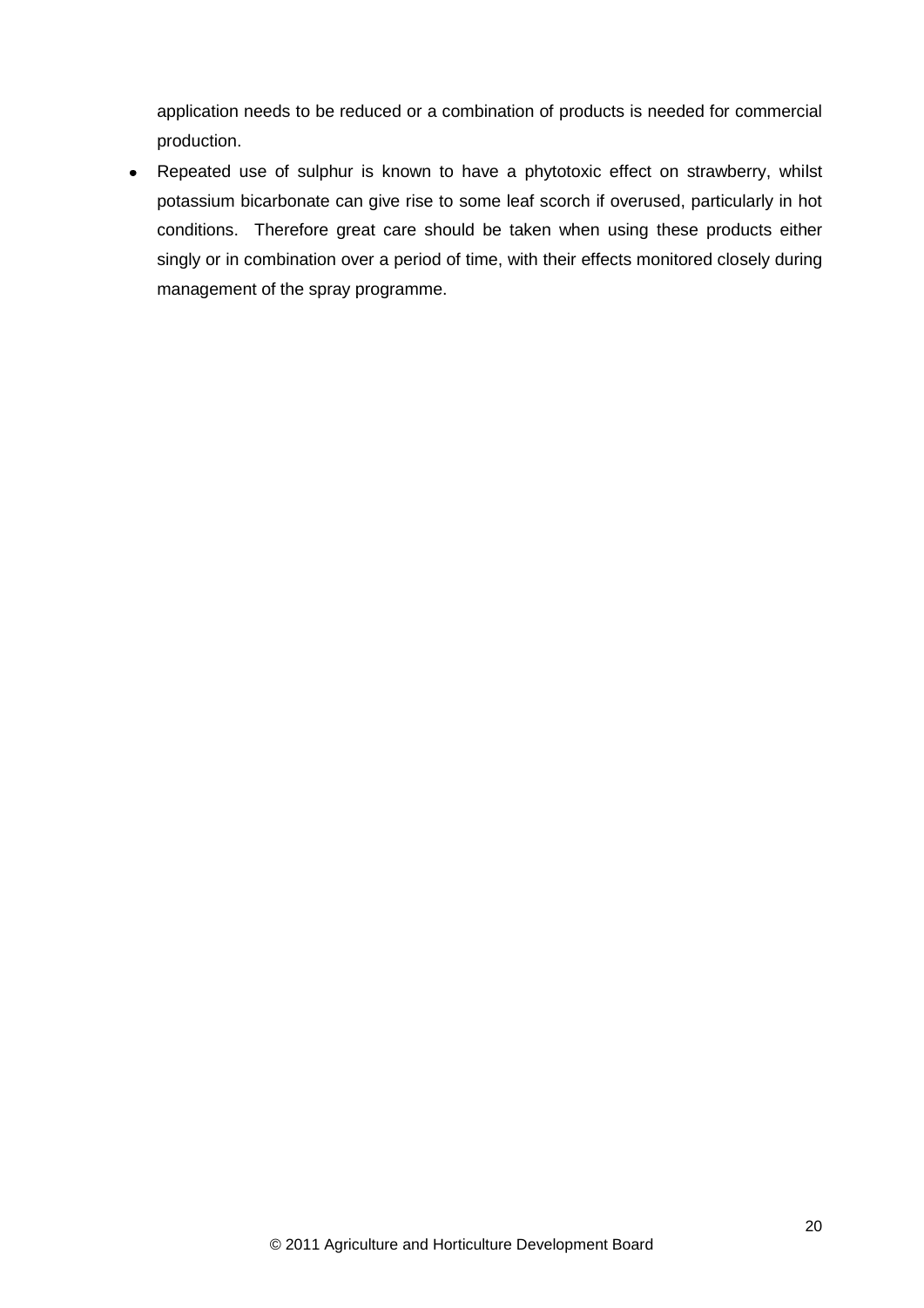application needs to be reduced or a combination of products is needed for commercial production.

- Repeated use of sulphur is known to have a phytotoxic effect on strawberry, whilst potassium bicarbonate can give rise to some leaf scorch if overused, particularly in hot conditions. Therefore great care should be taken when using these products either singly or in combination over a period of time, with their effects monitored closely during management of the spray programme.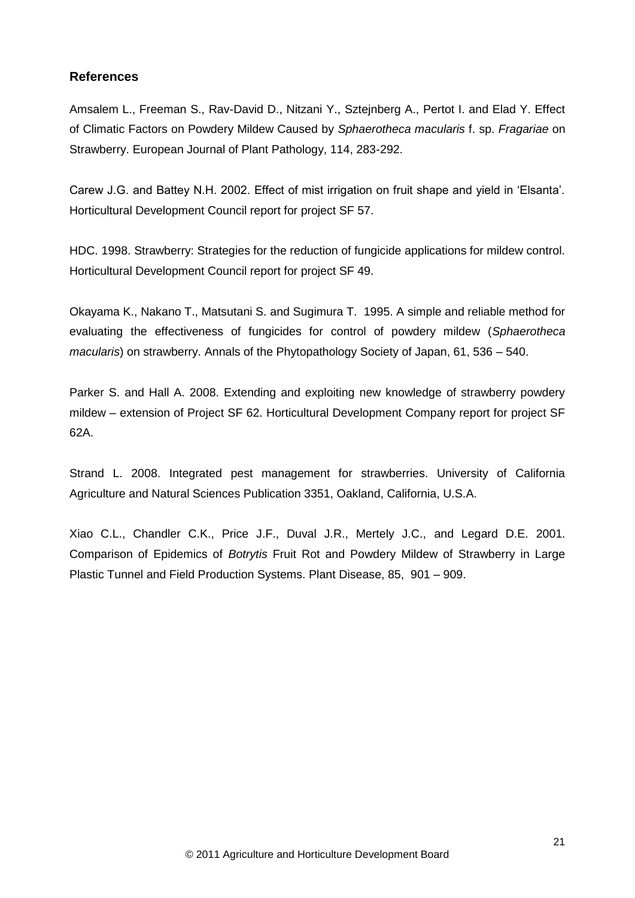## References

Amsalem L., Freeman S., Rav-David D., Nitzani Y., Sztejnberg A., Pertot I. and Elad Y. Effect of Climatic Factors on Powdery Mildew Caused by *Sphaerotheca macularis* f. sp. *Fragariae* on Strawberry. European Journal of Plant Pathology, 114, 283-292.

Carew J.G. and Battey N.H. 2002. Effect of mist irrigation on fruit shape and yield in 'Elsanta'. Horticultural Development Council report for project SF 57.

HDC. 1998. Strawberry: Strategies for the reduction of fungicide applications for mildew control. Horticultural Development Council report for project SF 49.

Okayama K., Nakano T., Matsutani S. and Sugimura T. 1995. A simple and reliable method for evaluating the effectiveness of fungicides for control of powdery mildew (*Sphaerotheca macularis*) on strawberry. Annals of the Phytopathology Society of Japan, 61, 536 – 540.

Parker S. and Hall A. 2008. Extending and exploiting new knowledge of strawberry powdery mildew – extension of Project SF 62. Horticultural Development Company report for project SF 62A.

Strand L. 2008. Integrated pest management for strawberries. University of California Agriculture and Natural Sciences Publication 3351, Oakland, California, U.S.A.

Xiao C.L., Chandler C.K., Price J.F., Duval J.R., Mertely J.C., and Legard D.E. 2001. Comparison of Epidemics of *Botrytis* Fruit Rot and Powdery Mildew of Strawberry in Large Plastic Tunnel and Field Production Systems. Plant Disease, 85, 901 – 909.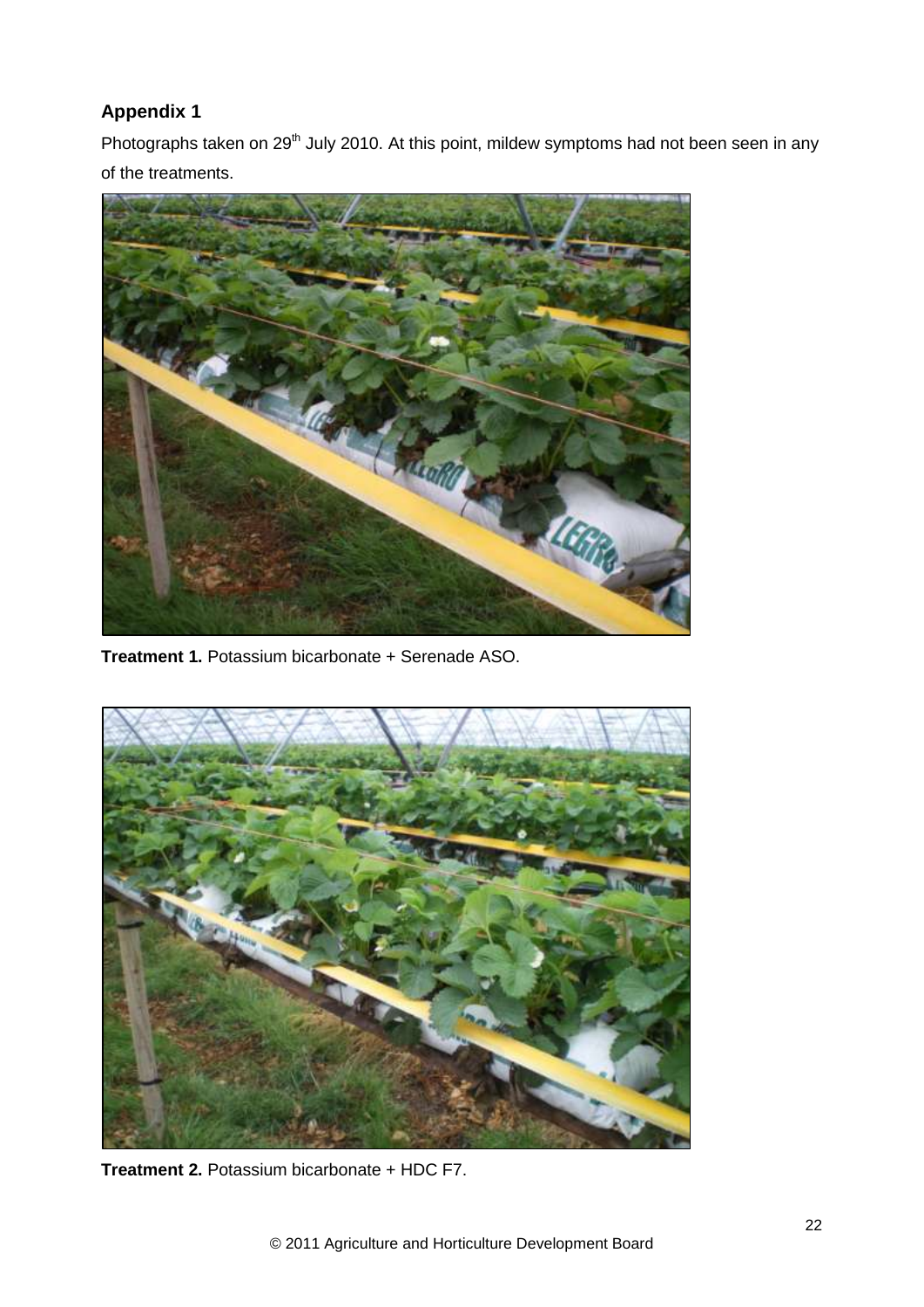## Appendix 1

Photographs taken on 29th July 2010. At this point, mildew symptoms had not been seen in any of the treatments.

**Treatment 1.** Potassium bicarbonate + Serenade ASO.

**Treatment 2.** Potassium bicarbonate + HDC F7.

© 2011 Agriculture and Horticulture Development Board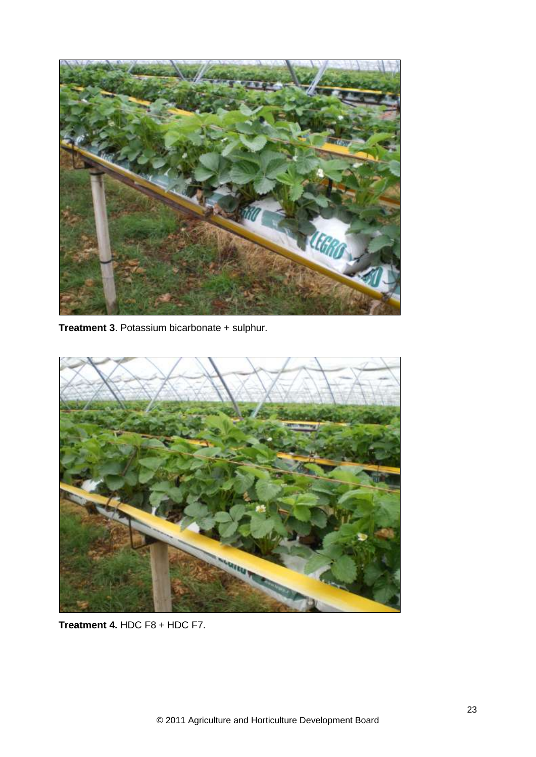**Treatment 3**. Potassium bicarbonate + sulphur.

**Treatment 4.** HDC F8 + HDC F7.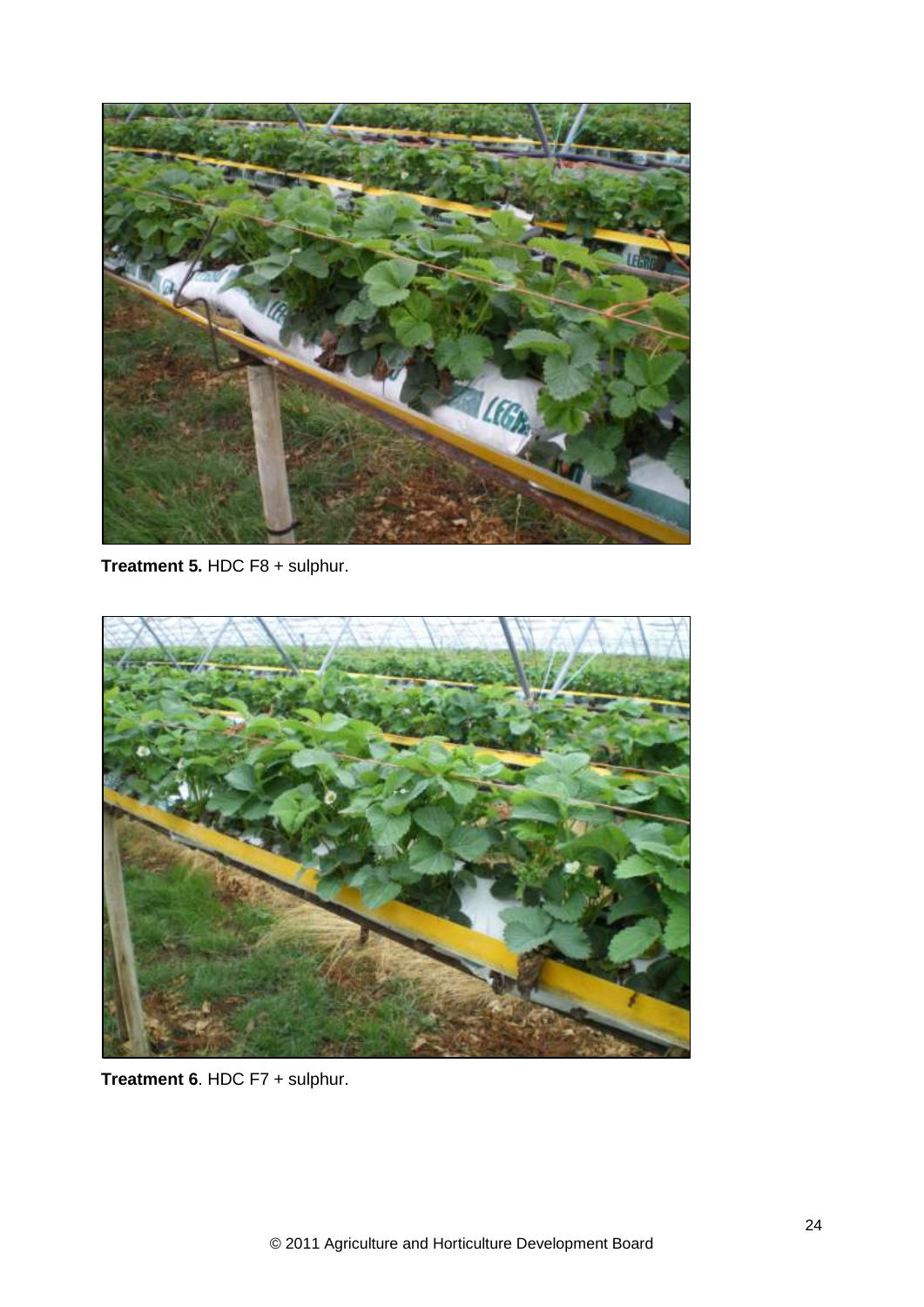**Treatment 5.** HDC F8 + sulphur.

**Treatment 6**. HDC F7 + sulphur.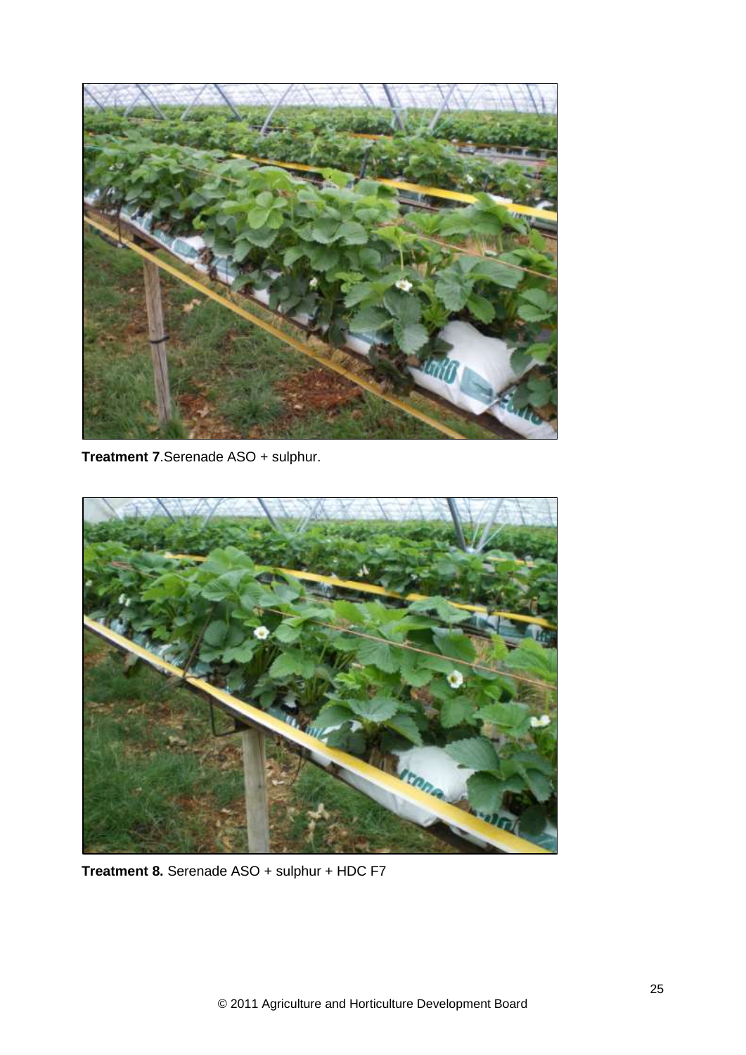**Treatment 7**.Serenade ASO + sulphur.

**Treatment 8.** Serenade ASO + sulphur + HDC F7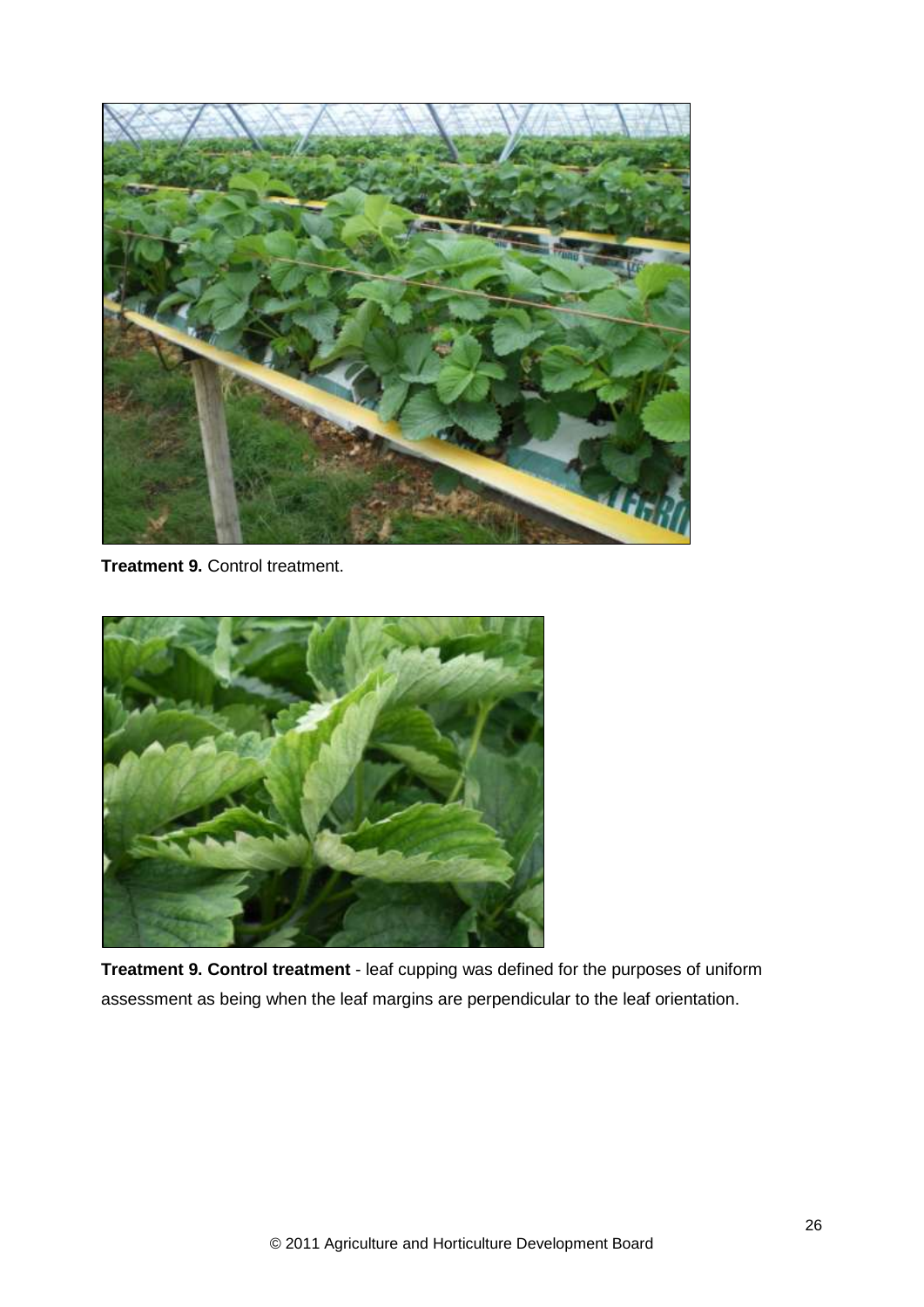**Treatment 9.** Control treatment.

**Treatment 9. Control treatment** - leaf cupping was defined for the purposes of uniform assessment as being when the leaf margins are perpendicular to the leaf orientation.

© 2011 Agriculture and Horticulture Development Board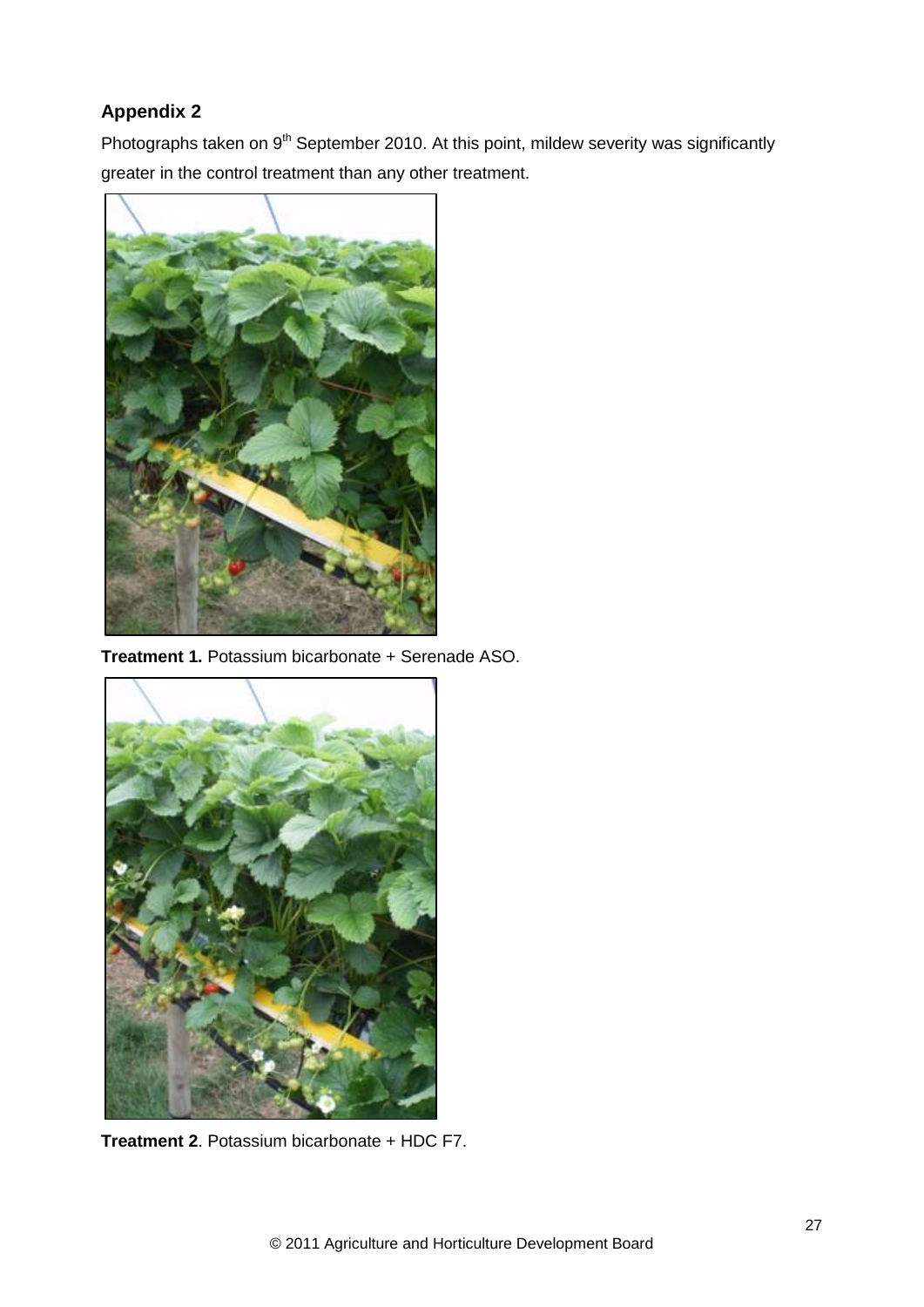## Appendix 2

Photographs taken on 9th September 2010. At this point, mildew severity was significantly greater in the control treatment than any other treatment.

**Treatment 1.** Potassium bicarbonate + Serenade ASO.

**Treatment 2**. Potassium bicarbonate + HDC F7.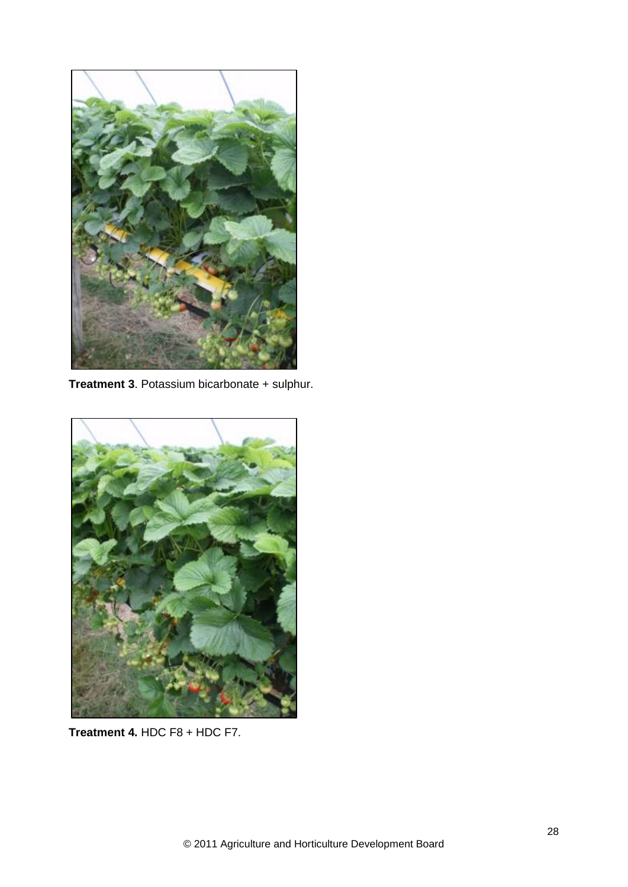**Treatment 3**. Potassium bicarbonate + sulphur.

**Treatment 4.** HDC F8 + HDC F7.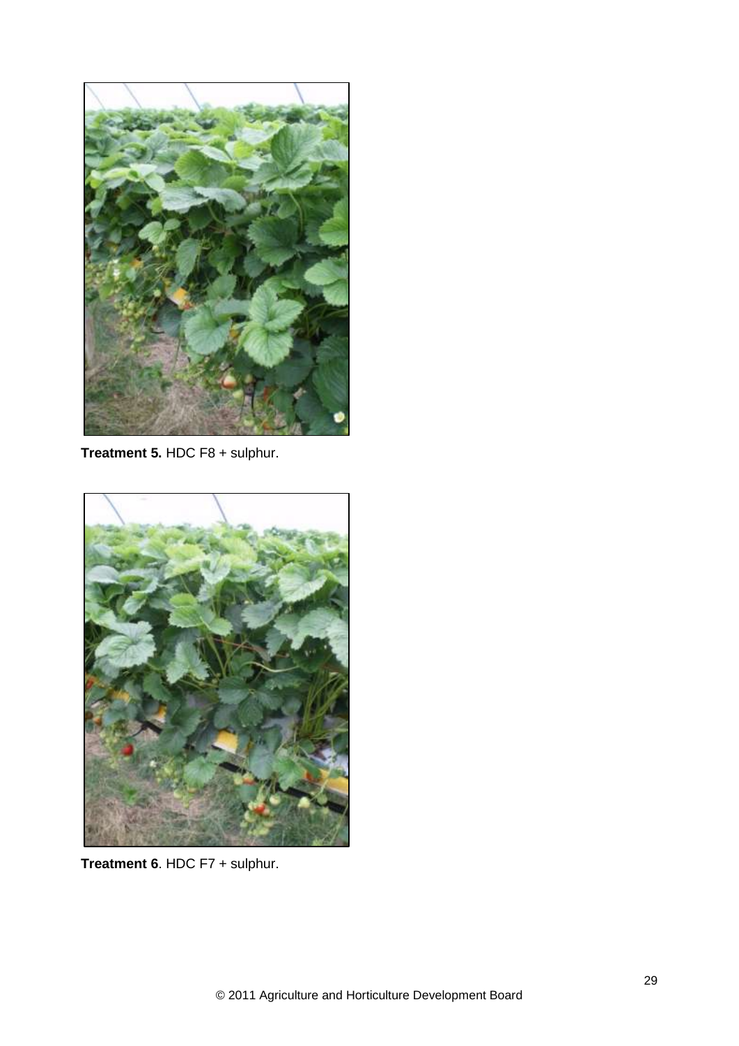**Treatment 5.** HDC F8 + sulphur.

**Treatment 6**. HDC F7 + sulphur.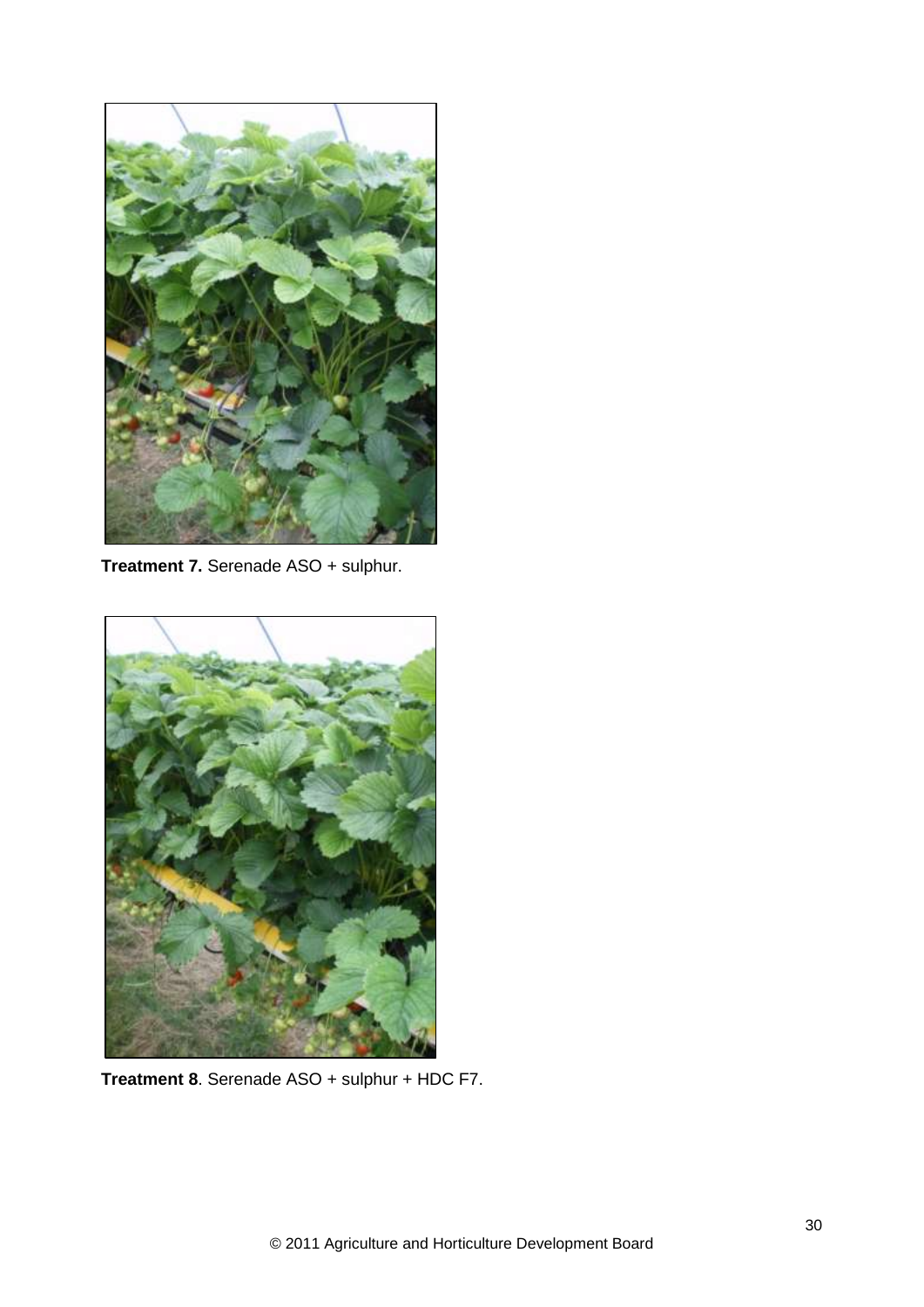**Treatment 7.** Serenade ASO + sulphur.

**Treatment 8**. Serenade ASO + sulphur + HDC F7.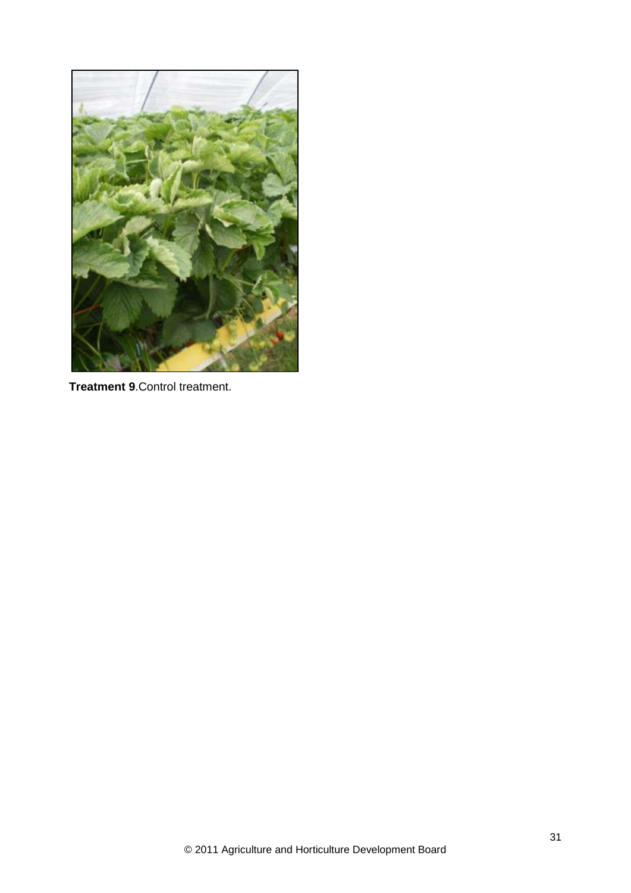**Treatment 9**.Control treatment.

© 2011 Agriculture and Horticulture Development Board